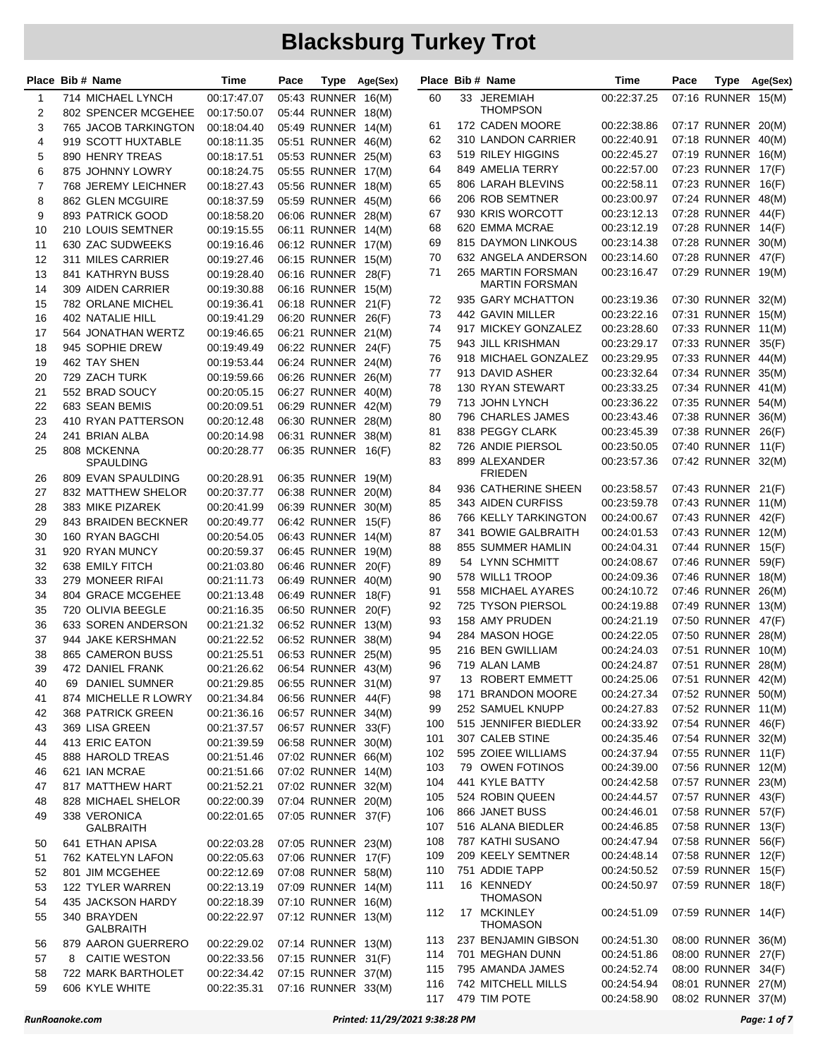# Blacksburg Turkey Trot

| Place | Bib # | Name | Time | Pace | Type | Age(Sex) |
|---|---|---|---|---|---|---|
| 1 | 714 | MICHAEL LYNCH | 00:17:47.07 | 05:43 | RUNNER | 16(M) |
| 2 | 802 | SPENCER MCGEHEE | 00:17:50.07 | 05:44 | RUNNER | 18(M) |
| 3 | 765 | JACOB TARKINGTON | 00:18:04.40 | 05:49 | RUNNER | 14(M) |
| 4 | 919 | SCOTT HUXTABLE | 00:18:11.35 | 05:51 | RUNNER | 46(M) |
| 5 | 890 | HENRY TREAS | 00:18:17.51 | 05:53 | RUNNER | 25(M) |
| 6 | 875 | JOHNNY LOWRY | 00:18:24.75 | 05:55 | RUNNER | 17(M) |
| 7 | 768 | JEREMY LEICHNER | 00:18:27.43 | 05:56 | RUNNER | 18(M) |
| 8 | 862 | GLEN MCGUIRE | 00:18:37.59 | 05:59 | RUNNER | 45(M) |
| 9 | 893 | PATRICK GOOD | 00:18:58.20 | 06:06 | RUNNER | 28(M) |
| 10 | 210 | LOUIS SEMTNER | 00:19:15.55 | 06:11 | RUNNER | 14(M) |
| 11 | 630 | ZAC SUDWEEKS | 00:19:16.46 | 06:12 | RUNNER | 17(M) |
| 12 | 311 | MILES CARRIER | 00:19:27.46 | 06:15 | RUNNER | 15(M) |
| 13 | 841 | KATHRYN BUSS | 00:19:28.40 | 06:16 | RUNNER | 28(F) |
| 14 | 309 | AIDEN CARRIER | 00:19:30.88 | 06:16 | RUNNER | 15(M) |
| 15 | 782 | ORLANE MICHEL | 00:19:36.41 | 06:18 | RUNNER | 21(F) |
| 16 | 402 | NATALIE HILL | 00:19:41.29 | 06:20 | RUNNER | 26(F) |
| 17 | 564 | JONATHAN WERTZ | 00:19:46.65 | 06:21 | RUNNER | 21(M) |
| 18 | 945 | SOPHIE DREW | 00:19:49.49 | 06:22 | RUNNER | 24(F) |
| 19 | 462 | TAY SHEN | 00:19:53.44 | 06:24 | RUNNER | 24(M) |
| 20 | 729 | ZACH TURK | 00:19:59.66 | 06:26 | RUNNER | 26(M) |
| 21 | 552 | BRAD SOUCY | 00:20:05.15 | 06:27 | RUNNER | 40(M) |
| 22 | 683 | SEAN BEMIS | 00:20:09.51 | 06:29 | RUNNER | 42(M) |
| 23 | 410 | RYAN PATTERSON | 00:20:12.48 | 06:30 | RUNNER | 28(M) |
| 24 | 241 | BRIAN ALBA | 00:20:14.98 | 06:31 | RUNNER | 38(M) |
| 25 | 808 | MCKENNA SPAULDING | 00:20:28.77 | 06:35 | RUNNER | 16(F) |
| 26 | 809 | EVAN SPAULDING | 00:20:28.91 | 06:35 | RUNNER | 19(M) |
| 27 | 832 | MATTHEW SHELOR | 00:20:37.77 | 06:38 | RUNNER | 20(M) |
| 28 | 383 | MIKE PIZAREK | 00:20:41.99 | 06:39 | RUNNER | 30(M) |
| 29 | 843 | BRAIDEN BECKNER | 00:20:49.77 | 06:42 | RUNNER | 15(F) |
| 30 | 160 | RYAN BAGCHI | 00:20:54.05 | 06:43 | RUNNER | 14(M) |
| 31 | 920 | RYAN MUNCY | 00:20:59.37 | 06:45 | RUNNER | 19(M) |
| 32 | 638 | EMILY FITCH | 00:21:03.80 | 06:46 | RUNNER | 20(F) |
| 33 | 279 | MONEER RIFAI | 00:21:11.73 | 06:49 | RUNNER | 40(M) |
| 34 | 804 | GRACE MCGEHEE | 00:21:13.48 | 06:49 | RUNNER | 18(F) |
| 35 | 720 | OLIVIA BEEGLE | 00:21:16.35 | 06:50 | RUNNER | 20(F) |
| 36 | 633 | SOREN ANDERSON | 00:21:21.32 | 06:52 | RUNNER | 13(M) |
| 37 | 944 | JAKE KERSHMAN | 00:21:22.52 | 06:52 | RUNNER | 38(M) |
| 38 | 865 | CAMERON BUSS | 00:21:25.51 | 06:53 | RUNNER | 25(M) |
| 39 | 472 | DANIEL FRANK | 00:21:26.62 | 06:54 | RUNNER | 43(M) |
| 40 | 69 | DANIEL SUMNER | 00:21:29.85 | 06:55 | RUNNER | 31(M) |
| 41 | 874 | MICHELLE R LOWRY | 00:21:34.84 | 06:56 | RUNNER | 44(F) |
| 42 | 368 | PATRICK GREEN | 00:21:36.16 | 06:57 | RUNNER | 34(M) |
| 43 | 369 | LISA GREEN | 00:21:37.57 | 06:57 | RUNNER | 33(F) |
| 44 | 413 | ERIC EATON | 00:21:39.59 | 06:58 | RUNNER | 30(M) |
| 45 | 888 | HAROLD TREAS | 00:21:51.46 | 07:02 | RUNNER | 66(M) |
| 46 | 621 | IAN MCRAE | 00:21:51.66 | 07:02 | RUNNER | 14(M) |
| 47 | 817 | MATTHEW HART | 00:21:52.21 | 07:02 | RUNNER | 32(M) |
| 48 | 828 | MICHAEL SHELOR | 00:22:00.39 | 07:04 | RUNNER | 20(M) |
| 49 | 338 | VERONICA GALBRAITH | 00:22:01.65 | 07:05 | RUNNER | 37(F) |
| 50 | 641 | ETHAN APISA | 00:22:03.28 | 07:05 | RUNNER | 23(M) |
| 51 | 762 | KATELYN LAFON | 00:22:05.63 | 07:06 | RUNNER | 17(F) |
| 52 | 801 | JIM MCGEHEE | 00:22:12.69 | 07:08 | RUNNER | 58(M) |
| 53 | 122 | TYLER WARREN | 00:22:13.19 | 07:09 | RUNNER | 14(M) |
| 54 | 435 | JACKSON HARDY | 00:22:18.39 | 07:10 | RUNNER | 16(M) |
| 55 | 340 | BRAYDEN GALBRAITH | 00:22:22.97 | 07:12 | RUNNER | 13(M) |
| 56 | 879 | AARON GUERRERO | 00:22:29.02 | 07:14 | RUNNER | 13(M) |
| 57 | 8 | CAITIE WESTON | 00:22:33.56 | 07:15 | RUNNER | 31(F) |
| 58 | 722 | MARK BARTHOLET | 00:22:34.42 | 07:15 | RUNNER | 37(M) |
| 59 | 606 | KYLE WHITE | 00:22:35.31 | 07:16 | RUNNER | 33(M) |
| 60 | 33 | JEREMIAH THOMPSON | 00:22:37.25 | 07:16 | RUNNER | 15(M) |
| 61 | 172 | CADEN MOORE | 00:22:38.86 | 07:17 | RUNNER | 20(M) |
| 62 | 310 | LANDON CARRIER | 00:22:40.91 | 07:18 | RUNNER | 40(M) |
| 63 | 519 | RILEY HIGGINS | 00:22:45.27 | 07:19 | RUNNER | 16(M) |
| 64 | 849 | AMELIA TERRY | 00:22:57.00 | 07:23 | RUNNER | 17(F) |
| 65 | 806 | LARAH BLEVINS | 00:22:58.11 | 07:23 | RUNNER | 16(F) |
| 66 | 206 | ROB SEMTNER | 00:23:00.97 | 07:24 | RUNNER | 48(M) |
| 67 | 930 | KRIS WORCOTT | 00:23:12.13 | 07:28 | RUNNER | 44(F) |
| 68 | 620 | EMMA MCRAE | 00:23:12.19 | 07:28 | RUNNER | 14(F) |
| 69 | 815 | DAYMON LINKOUS | 00:23:14.38 | 07:28 | RUNNER | 30(M) |
| 70 | 632 | ANGELA ANDERSON | 00:23:14.60 | 07:28 | RUNNER | 47(F) |
| 71 | 265 | MARTIN FORSMAN MARTIN FORSMAN | 00:23:16.47 | 07:29 | RUNNER | 19(M) |
| 72 | 935 | GARY MCHATTON | 00:23:19.36 | 07:30 | RUNNER | 32(M) |
| 73 | 442 | GAVIN MILLER | 00:23:22.16 | 07:31 | RUNNER | 15(M) |
| 74 | 917 | MICKEY GONZALEZ | 00:23:28.60 | 07:33 | RUNNER | 11(M) |
| 75 | 943 | JILL KRISHMAN | 00:23:29.17 | 07:33 | RUNNER | 35(F) |
| 76 | 918 | MICHAEL GONZALEZ | 00:23:29.95 | 07:33 | RUNNER | 44(M) |
| 77 | 913 | DAVID ASHER | 00:23:32.64 | 07:34 | RUNNER | 35(M) |
| 78 | 130 | RYAN STEWART | 00:23:33.25 | 07:34 | RUNNER | 41(M) |
| 79 | 713 | JOHN LYNCH | 00:23:36.22 | 07:35 | RUNNER | 54(M) |
| 80 | 796 | CHARLES JAMES | 00:23:43.46 | 07:38 | RUNNER | 36(M) |
| 81 | 838 | PEGGY CLARK | 00:23:45.39 | 07:38 | RUNNER | 26(F) |
| 82 | 726 | ANDIE PIERSOL | 00:23:50.05 | 07:40 | RUNNER | 11(F) |
| 83 | 899 | ALEXANDER FRIEDEN | 00:23:57.36 | 07:42 | RUNNER | 32(M) |
| 84 | 936 | CATHERINE SHEEN | 00:23:58.57 | 07:43 | RUNNER | 21(F) |
| 85 | 343 | AIDEN CURFISS | 00:23:59.78 | 07:43 | RUNNER | 11(M) |
| 86 | 766 | KELLY TARKINGTON | 00:24:00.67 | 07:43 | RUNNER | 42(F) |
| 87 | 341 | BOWIE GALBRAITH | 00:24:01.53 | 07:43 | RUNNER | 12(M) |
| 88 | 855 | SUMMER HAMLIN | 00:24:04.31 | 07:44 | RUNNER | 15(F) |
| 89 | 54 | LYNN SCHMITT | 00:24:08.67 | 07:46 | RUNNER | 59(F) |
| 90 | 578 | WILL1 TROOP | 00:24:09.36 | 07:46 | RUNNER | 18(M) |
| 91 | 558 | MICHAEL AYARES | 00:24:10.72 | 07:46 | RUNNER | 26(M) |
| 92 | 725 | TYSON PIERSOL | 00:24:19.88 | 07:49 | RUNNER | 13(M) |
| 93 | 158 | AMY PRUDEN | 00:24:21.19 | 07:50 | RUNNER | 47(F) |
| 94 | 284 | MASON HOGE | 00:24:22.05 | 07:50 | RUNNER | 28(M) |
| 95 | 216 | BEN GWILLIAM | 00:24:24.03 | 07:51 | RUNNER | 10(M) |
| 96 | 719 | ALAN LAMB | 00:24:24.87 | 07:51 | RUNNER | 28(M) |
| 97 | 13 | ROBERT EMMETT | 00:24:25.06 | 07:51 | RUNNER | 42(M) |
| 98 | 171 | BRANDON MOORE | 00:24:27.34 | 07:52 | RUNNER | 50(M) |
| 99 | 252 | SAMUEL KNUPP | 00:24:27.83 | 07:52 | RUNNER | 11(M) |
| 100 | 515 | JENNIFER BIEDLER | 00:24:33.92 | 07:54 | RUNNER | 46(F) |
| 101 | 307 | CALEB STINE | 00:24:35.46 | 07:54 | RUNNER | 32(M) |
| 102 | 595 | ZOIEE WILLIAMS | 00:24:37.94 | 07:55 | RUNNER | 11(F) |
| 103 | 79 | OWEN FOTINOS | 00:24:39.00 | 07:56 | RUNNER | 12(M) |
| 104 | 441 | KYLE BATTY | 00:24:42.58 | 07:57 | RUNNER | 23(M) |
| 105 | 524 | ROBIN QUEEN | 00:24:44.57 | 07:57 | RUNNER | 43(F) |
| 106 | 866 | JANET BUSS | 00:24:46.01 | 07:58 | RUNNER | 57(F) |
| 107 | 516 | ALANA BIEDLER | 00:24:46.85 | 07:58 | RUNNER | 13(F) |
| 108 | 787 | KATHI SUSANO | 00:24:47.94 | 07:58 | RUNNER | 56(F) |
| 109 | 209 | KEELY SEMTNER | 00:24:48.14 | 07:58 | RUNNER | 12(F) |
| 110 | 751 | ADDIE TAPP | 00:24:50.52 | 07:59 | RUNNER | 15(F) |
| 111 | 16 | KENNEDY THOMASON | 00:24:50.97 | 07:59 | RUNNER | 18(F) |
| 112 | 17 | MCKINLEY THOMASON | 00:24:51.09 | 07:59 | RUNNER | 14(F) |
| 113 | 237 | BENJAMIN GIBSON | 00:24:51.30 | 08:00 | RUNNER | 36(M) |
| 114 | 701 | MEGHAN DUNN | 00:24:51.86 | 08:00 | RUNNER | 27(F) |
| 115 | 795 | AMANDA JAMES | 00:24:52.74 | 08:00 | RUNNER | 34(F) |
| 116 | 742 | MITCHELL MILLS | 00:24:54.94 | 08:01 | RUNNER | 27(M) |
| 117 | 479 | TIM POTE | 00:24:58.90 | 08:02 | RUNNER | 37(M) |

RunRoanoke.com — Printed: 11/29/2021 9:38:28 PM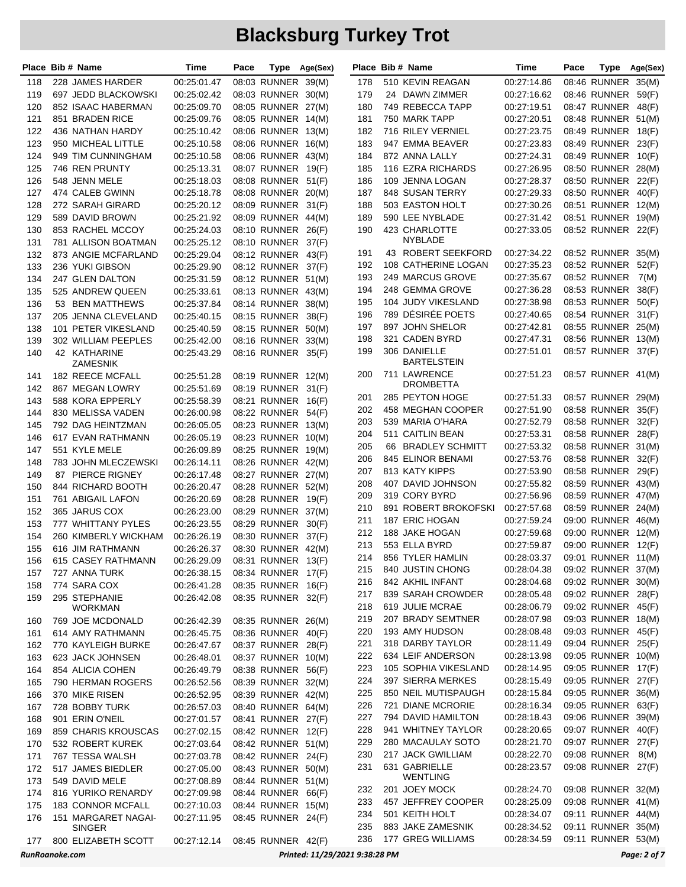# Blacksburg Turkey Trot

| Place | Bib # | Name | Time | Pace | Type | Age(Sex) |
|---|---|---|---|---|---|---|
| 118 | 228 | JAMES HARDER | 00:25:01.47 | 08:03 | RUNNER | 39(M) |
| 119 | 697 | JEDD BLACKOWSKI | 00:25:02.42 | 08:03 | RUNNER | 30(M) |
| 120 | 852 | ISAAC HABERMAN | 00:25:09.70 | 08:05 | RUNNER | 27(M) |
| 121 | 851 | BRADEN RICE | 00:25:09.76 | 08:05 | RUNNER | 14(M) |
| 122 | 436 | NATHAN HARDY | 00:25:10.42 | 08:06 | RUNNER | 13(M) |
| 123 | 950 | MICHEAL LITTLE | 00:25:10.58 | 08:06 | RUNNER | 16(M) |
| 124 | 949 | TIM CUNNINGHAM | 00:25:10.58 | 08:06 | RUNNER | 43(M) |
| 125 | 746 | REN PRUNTY | 00:25:13.31 | 08:07 | RUNNER | 19(F) |
| 126 | 548 | JENN MELE | 00:25:18.03 | 08:08 | RUNNER | 51(F) |
| 127 | 474 | CALEB GWINN | 00:25:18.78 | 08:08 | RUNNER | 20(M) |
| 128 | 272 | SARAH GIRARD | 00:25:20.12 | 08:09 | RUNNER | 31(F) |
| 129 | 589 | DAVID BROWN | 00:25:21.92 | 08:09 | RUNNER | 44(M) |
| 130 | 853 | RACHEL MCCOY | 00:25:24.03 | 08:10 | RUNNER | 26(F) |
| 131 | 781 | ALLISON BOATMAN | 00:25:25.12 | 08:10 | RUNNER | 37(F) |
| 132 | 873 | ANGIE MCFARLAND | 00:25:29.04 | 08:12 | RUNNER | 43(F) |
| 133 | 236 | YUKI GIBSON | 00:25:29.90 | 08:12 | RUNNER | 37(F) |
| 134 | 247 | GLEN DALTON | 00:25:31.59 | 08:12 | RUNNER | 51(M) |
| 135 | 525 | ANDREW QUEEN | 00:25:33.61 | 08:13 | RUNNER | 43(M) |
| 136 | 53 | BEN MATTHEWS | 00:25:37.84 | 08:14 | RUNNER | 38(M) |
| 137 | 205 | JENNA CLEVELAND | 00:25:40.15 | 08:15 | RUNNER | 38(F) |
| 138 | 101 | PETER VIKESLAND | 00:25:40.59 | 08:15 | RUNNER | 50(M) |
| 139 | 302 | WILLIAM PEEPLES | 00:25:42.00 | 08:16 | RUNNER | 33(M) |
| 140 | 42 | KATHARINE ZAMESNIK | 00:25:43.29 | 08:16 | RUNNER | 35(F) |
| 141 | 182 | REECE MCFALL | 00:25:51.28 | 08:19 | RUNNER | 12(M) |
| 142 | 867 | MEGAN LOWRY | 00:25:51.69 | 08:19 | RUNNER | 31(F) |
| 143 | 588 | KORA EPPERLY | 00:25:58.39 | 08:21 | RUNNER | 16(F) |
| 144 | 830 | MELISSA VADEN | 00:26:00.98 | 08:22 | RUNNER | 54(F) |
| 145 | 792 | DAG HEINTZMAN | 00:26:05.05 | 08:23 | RUNNER | 13(M) |
| 146 | 617 | EVAN RATHMANN | 00:26:05.19 | 08:23 | RUNNER | 10(M) |
| 147 | 551 | KYLE MELE | 00:26:09.89 | 08:25 | RUNNER | 19(M) |
| 148 | 783 | JOHN MLECZEWSKI | 00:26:14.11 | 08:26 | RUNNER | 42(M) |
| 149 | 87 | PIERCE RIGNEY | 00:26:17.48 | 08:27 | RUNNER | 27(M) |
| 150 | 844 | RICHARD BOOTH | 00:26:20.47 | 08:28 | RUNNER | 52(M) |
| 151 | 761 | ABIGAIL LAFON | 00:26:20.69 | 08:28 | RUNNER | 19(F) |
| 152 | 365 | JARUS COX | 00:26:23.00 | 08:29 | RUNNER | 37(M) |
| 153 | 777 | WHITTANY PYLES | 00:26:23.55 | 08:29 | RUNNER | 30(F) |
| 154 | 260 | KIMBERLY WICKHAM | 00:26:26.19 | 08:30 | RUNNER | 37(F) |
| 155 | 616 | JIM RATHMANN | 00:26:26.37 | 08:30 | RUNNER | 42(M) |
| 156 | 615 | CASEY RATHMANN | 00:26:29.09 | 08:31 | RUNNER | 13(F) |
| 157 | 727 | ANNA TURK | 00:26:38.15 | 08:34 | RUNNER | 17(F) |
| 158 | 774 | SARA COX | 00:26:41.28 | 08:35 | RUNNER | 16(F) |
| 159 | 295 | STEPHANIE WORKMAN | 00:26:42.08 | 08:35 | RUNNER | 32(F) |
| 160 | 769 | JOE MCDONALD | 00:26:42.39 | 08:35 | RUNNER | 26(M) |
| 161 | 614 | AMY RATHMANN | 00:26:45.75 | 08:36 | RUNNER | 40(F) |
| 162 | 770 | KAYLEIGH BURKE | 00:26:47.67 | 08:37 | RUNNER | 28(F) |
| 163 | 623 | JACK JOHNSEN | 00:26:48.01 | 08:37 | RUNNER | 10(M) |
| 164 | 854 | ALICIA COHEN | 00:26:49.79 | 08:38 | RUNNER | 56(F) |
| 165 | 790 | HERMAN ROGERS | 00:26:52.56 | 08:39 | RUNNER | 32(M) |
| 166 | 370 | MIKE RISEN | 00:26:52.95 | 08:39 | RUNNER | 42(M) |
| 167 | 728 | BOBBY TURK | 00:26:57.03 | 08:40 | RUNNER | 64(M) |
| 168 | 901 | ERIN O'NEIL | 00:27:01.57 | 08:41 | RUNNER | 27(F) |
| 169 | 859 | CHARIS KROUSCAS | 00:27:02.15 | 08:42 | RUNNER | 12(F) |
| 170 | 532 | ROBERT KUREK | 00:27:03.64 | 08:42 | RUNNER | 51(M) |
| 171 | 767 | TESSA WALSH | 00:27:03.78 | 08:42 | RUNNER | 24(F) |
| 172 | 517 | JAMES BIEDLER | 00:27:05.00 | 08:43 | RUNNER | 50(M) |
| 173 | 549 | DAVID MELE | 00:27:08.89 | 08:44 | RUNNER | 51(M) |
| 174 | 816 | YURIKO RENARDY | 00:27:09.98 | 08:44 | RUNNER | 66(F) |
| 175 | 183 | CONNOR MCFALL | 00:27:10.03 | 08:44 | RUNNER | 15(M) |
| 176 | 151 | MARGARET NAGAI-SINGER | 00:27:11.95 | 08:45 | RUNNER | 24(F) |
| 177 | 800 | ELIZABETH SCOTT | 00:27:12.14 | 08:45 | RUNNER | 42(F) |
| 178 | 510 | KEVIN REAGAN | 00:27:14.86 | 08:46 | RUNNER | 35(M) |
| 179 | 24 | DAWN ZIMMER | 00:27:16.62 | 08:46 | RUNNER | 59(F) |
| 180 | 749 | REBECCA TAPP | 00:27:19.51 | 08:47 | RUNNER | 48(F) |
| 181 | 750 | MARK TAPP | 00:27:20.51 | 08:48 | RUNNER | 51(M) |
| 182 | 716 | RILEY VERNIEL | 00:27:23.75 | 08:49 | RUNNER | 18(F) |
| 183 | 947 | EMMA BEAVER | 00:27:23.83 | 08:49 | RUNNER | 23(F) |
| 184 | 872 | ANNA LALLY | 00:27:24.31 | 08:49 | RUNNER | 10(F) |
| 185 | 116 | EZRA RICHARDS | 00:27:26.95 | 08:50 | RUNNER | 28(M) |
| 186 | 109 | JENNA LOGAN | 00:27:28.37 | 08:50 | RUNNER | 22(F) |
| 187 | 848 | SUSAN TERRY | 00:27:29.33 | 08:50 | RUNNER | 40(F) |
| 188 | 503 | EASTON HOLT | 00:27:30.26 | 08:51 | RUNNER | 12(M) |
| 189 | 590 | LEE NYBLADE | 00:27:31.42 | 08:51 | RUNNER | 19(M) |
| 190 | 423 | CHARLOTTE NYBLADE | 00:27:33.05 | 08:52 | RUNNER | 22(F) |
| 191 | 43 | ROBERT SEEKFORD | 00:27:34.22 | 08:52 | RUNNER | 35(M) |
| 192 | 108 | CATHERINE LOGAN | 00:27:35.23 | 08:52 | RUNNER | 52(F) |
| 193 | 249 | MARCUS GROVE | 00:27:35.67 | 08:52 | RUNNER | 7(M) |
| 194 | 248 | GEMMA GROVE | 00:27:36.28 | 08:53 | RUNNER | 38(F) |
| 195 | 104 | JUDY VIKESLAND | 00:27:38.98 | 08:53 | RUNNER | 50(F) |
| 196 | 789 | DÉSIRÉE POETS | 00:27:40.65 | 08:54 | RUNNER | 31(F) |
| 197 | 897 | JOHN SHELOR | 00:27:42.81 | 08:55 | RUNNER | 25(M) |
| 198 | 321 | CADEN BYRD | 00:27:47.31 | 08:56 | RUNNER | 13(M) |
| 199 | 306 | DANIELLE BARTELSTEIN | 00:27:51.01 | 08:57 | RUNNER | 37(F) |
| 200 | 711 | LAWRENCE DROMBETTA | 00:27:51.23 | 08:57 | RUNNER | 41(M) |
| 201 | 285 | PEYTON HOGE | 00:27:51.33 | 08:57 | RUNNER | 29(M) |
| 202 | 458 | MEGHAN COOPER | 00:27:51.90 | 08:58 | RUNNER | 35(F) |
| 203 | 539 | MARIA O'HARA | 00:27:52.79 | 08:58 | RUNNER | 32(F) |
| 204 | 511 | CAITLIN BEAN | 00:27:53.31 | 08:58 | RUNNER | 28(F) |
| 205 | 66 | BRADLEY SCHMITT | 00:27:53.32 | 08:58 | RUNNER | 31(M) |
| 206 | 845 | ELINOR BENAMI | 00:27:53.76 | 08:58 | RUNNER | 32(F) |
| 207 | 813 | KATY KIPPS | 00:27:53.90 | 08:58 | RUNNER | 29(F) |
| 208 | 407 | DAVID JOHNSON | 00:27:55.82 | 08:59 | RUNNER | 43(M) |
| 209 | 319 | CORY BYRD | 00:27:56.96 | 08:59 | RUNNER | 47(M) |
| 210 | 891 | ROBERT BROKOFSKI | 00:27:57.68 | 08:59 | RUNNER | 24(M) |
| 211 | 187 | ERIC HOGAN | 00:27:59.24 | 09:00 | RUNNER | 46(M) |
| 212 | 188 | JAKE HOGAN | 00:27:59.68 | 09:00 | RUNNER | 12(M) |
| 213 | 553 | ELLA BYRD | 00:27:59.87 | 09:00 | RUNNER | 12(F) |
| 214 | 856 | TYLER HAMLIN | 00:28:03.37 | 09:01 | RUNNER | 11(M) |
| 215 | 840 | JUSTIN CHONG | 00:28:04.38 | 09:02 | RUNNER | 37(M) |
| 216 | 842 | AKHIL INFANT | 00:28:04.68 | 09:02 | RUNNER | 30(M) |
| 217 | 839 | SARAH CROWDER | 00:28:05.48 | 09:02 | RUNNER | 28(F) |
| 218 | 619 | JULIE MCRAE | 00:28:06.79 | 09:02 | RUNNER | 45(F) |
| 219 | 207 | BRADY SEMTNER | 00:28:07.98 | 09:03 | RUNNER | 18(M) |
| 220 | 193 | AMY HUDSON | 00:28:08.48 | 09:03 | RUNNER | 45(F) |
| 221 | 318 | DARBY TAYLOR | 00:28:11.49 | 09:04 | RUNNER | 25(F) |
| 222 | 634 | LEIF ANDERSON | 00:28:13.98 | 09:05 | RUNNER | 10(M) |
| 223 | 105 | SOPHIA VIKESLAND | 00:28:14.95 | 09:05 | RUNNER | 17(F) |
| 224 | 397 | SIERRA MERKES | 00:28:15.49 | 09:05 | RUNNER | 27(F) |
| 225 | 850 | NEIL MUTISPAUGH | 00:28:15.84 | 09:05 | RUNNER | 36(M) |
| 226 | 721 | DIANE MCRORIE | 00:28:16.34 | 09:05 | RUNNER | 63(F) |
| 227 | 794 | DAVID HAMILTON | 00:28:18.43 | 09:06 | RUNNER | 39(M) |
| 228 | 941 | WHITNEY TAYLOR | 00:28:20.65 | 09:07 | RUNNER | 40(F) |
| 229 | 280 | MACAULAY SOTO | 00:28:21.70 | 09:07 | RUNNER | 27(F) |
| 230 | 217 | JACK GWILLIAM | 00:28:22.70 | 09:08 | RUNNER | 8(M) |
| 231 | 631 | GABRIELLE WENTLING | 00:28:23.57 | 09:08 | RUNNER | 27(F) |
| 232 | 201 | JOEY MOCK | 00:28:24.70 | 09:08 | RUNNER | 32(M) |
| 233 | 457 | JEFFREY COOPER | 00:28:25.09 | 09:08 | RUNNER | 41(M) |
| 234 | 501 | KEITH HOLT | 00:28:34.07 | 09:11 | RUNNER | 44(M) |
| 235 | 883 | JAKE ZAMESNIK | 00:28:34.52 | 09:11 | RUNNER | 35(M) |
| 236 | 177 | GREG WILLIAMS | 00:28:34.59 | 09:11 | RUNNER | 53(M) |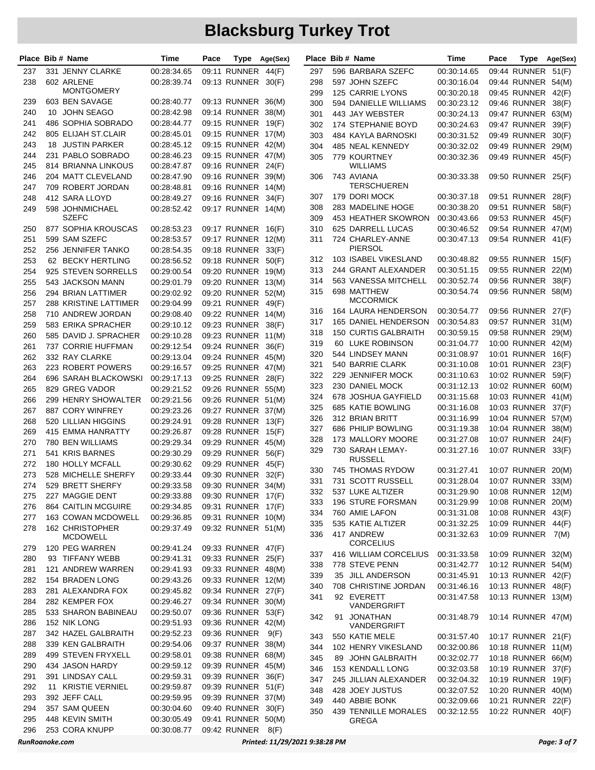# Blacksburg Turkey Trot

| Place | Bib # | Name | Time | Pace | Type | Age(Sex) |
|---|---|---|---|---|---|---|
| 237 | 331 | JENNY CLARKE | 00:28:34.65 | 09:11 | RUNNER | 44(F) |
| 238 | 602 | ARLENE MONTGOMERY | 00:28:39.74 | 09:13 | RUNNER | 30(F) |
| 239 | 603 | BEN SAVAGE | 00:28:40.77 | 09:13 | RUNNER | 36(M) |
| 240 | 10 | JOHN SEAGO | 00:28:42.98 | 09:14 | RUNNER | 38(M) |
| 241 | 486 | SOPHIA SOBRADO | 00:28:44.77 | 09:15 | RUNNER | 19(F) |
| 242 | 805 | ELIJAH ST.CLAIR | 00:28:45.01 | 09:15 | RUNNER | 17(M) |
| 243 | 18 | JUSTIN PARKER | 00:28:45.12 | 09:15 | RUNNER | 42(M) |
| 244 | 231 | PABLO SOBRADO | 00:28:46.23 | 09:15 | RUNNER | 47(M) |
| 245 | 814 | BRIANNA LINKOUS | 00:28:47.87 | 09:16 | RUNNER | 24(F) |
| 246 | 204 | MATT CLEVELAND | 00:28:47.90 | 09:16 | RUNNER | 39(M) |
| 247 | 709 | ROBERT JORDAN | 00:28:48.81 | 09:16 | RUNNER | 14(M) |
| 248 | 412 | SARA LLOYD | 00:28:49.27 | 09:16 | RUNNER | 34(F) |
| 249 | 598 | JOHNMICHAEL SZEFC | 00:28:52.42 | 09:17 | RUNNER | 14(M) |
| 250 | 877 | SOPHIA KROUSCAS | 00:28:53.23 | 09:17 | RUNNER | 16(F) |
| 251 | 599 | SAM SZEFC | 00:28:53.57 | 09:17 | RUNNER | 12(M) |
| 252 | 256 | JENNIFER TANKO | 00:28:54.35 | 09:18 | RUNNER | 33(F) |
| 253 | 62 | BECKY HERTLING | 00:28:56.52 | 09:18 | RUNNER | 50(F) |
| 254 | 925 | STEVEN SORRELLS | 00:29:00.54 | 09:20 | RUNNER | 19(M) |
| 255 | 543 | JACKSON MANN | 00:29:01.79 | 09:20 | RUNNER | 13(M) |
| 256 | 294 | BRIAN LATTIMER | 00:29:02.92 | 09:20 | RUNNER | 52(M) |
| 257 | 288 | KRISTINE LATTIMER | 00:29:04.99 | 09:21 | RUNNER | 49(F) |
| 258 | 710 | ANDREW JORDAN | 00:29:08.40 | 09:22 | RUNNER | 14(M) |
| 259 | 583 | ERIKA SPRACHER | 00:29:10.12 | 09:23 | RUNNER | 38(F) |
| 260 | 585 | DAVID J. SPRACHER | 00:29:10.28 | 09:23 | RUNNER | 11(M) |
| 261 | 737 | CORRIE HUFFMAN | 00:29:12.54 | 09:24 | RUNNER | 36(F) |
| 262 | 332 | RAY CLARKE | 00:29:13.04 | 09:24 | RUNNER | 45(M) |
| 263 | 223 | ROBERT POWERS | 00:29:16.57 | 09:25 | RUNNER | 47(M) |
| 264 | 696 | SARAH BLACKOWSKI | 00:29:17.13 | 09:25 | RUNNER | 28(F) |
| 265 | 829 | GREG VADOR | 00:29:21.52 | 09:26 | RUNNER | 55(M) |
| 266 | 299 | HENRY SHOWALTER | 00:29:21.56 | 09:26 | RUNNER | 51(M) |
| 267 | 887 | CORY WINFREY | 00:29:23.26 | 09:27 | RUNNER | 37(M) |
| 268 | 520 | LILLIAN HIGGINS | 00:29:24.91 | 09:28 | RUNNER | 13(F) |
| 269 | 415 | EMMA HANRATTY | 00:29:26.87 | 09:28 | RUNNER | 15(F) |
| 270 | 780 | BEN WILLIAMS | 00:29:29.34 | 09:29 | RUNNER | 45(M) |
| 271 | 541 | KRIS BARNES | 00:29:30.29 | 09:29 | RUNNER | 56(F) |
| 272 | 180 | HOLLY MCFALL | 00:29:30.62 | 09:29 | RUNNER | 45(F) |
| 273 | 528 | MICHELLE SHERFY | 00:29:33.44 | 09:30 | RUNNER | 32(F) |
| 274 | 529 | BRETT SHERFY | 00:29:33.58 | 09:30 | RUNNER | 34(M) |
| 275 | 227 | MAGGIE DENT | 00:29:33.88 | 09:30 | RUNNER | 17(F) |
| 276 | 864 | CAITLIN MCGUIRE | 00:29:34.85 | 09:31 | RUNNER | 17(F) |
| 277 | 163 | COWAN MCDOWELL | 00:29:36.85 | 09:31 | RUNNER | 10(M) |
| 278 | 162 | CHRISTOPHER MCDOWELL | 00:29:37.49 | 09:32 | RUNNER | 51(M) |
| 279 | 120 | PEG WARREN | 00:29:41.24 | 09:33 | RUNNER | 47(F) |
| 280 | 93 | TIFFANY WEBB | 00:29:41.31 | 09:33 | RUNNER | 25(F) |
| 281 | 121 | ANDREW WARREN | 00:29:41.93 | 09:33 | RUNNER | 48(M) |
| 282 | 154 | BRADEN LONG | 00:29:43.26 | 09:33 | RUNNER | 12(M) |
| 283 | 281 | ALEXANDRA FOX | 00:29:45.82 | 09:34 | RUNNER | 27(F) |
| 284 | 282 | KEMPER FOX | 00:29:46.27 | 09:34 | RUNNER | 30(M) |
| 285 | 533 | SHARON BABINEAU | 00:29:50.07 | 09:36 | RUNNER | 53(F) |
| 286 | 152 | NIK LONG | 00:29:51.93 | 09:36 | RUNNER | 42(M) |
| 287 | 342 | HAZEL GALBRAITH | 00:29:52.23 | 09:36 | RUNNER | 9(F) |
| 288 | 339 | KEN GALBRAITH | 00:29:54.06 | 09:37 | RUNNER | 38(M) |
| 289 | 499 | STEVEN FRYXELL | 00:29:58.01 | 09:38 | RUNNER | 68(M) |
| 290 | 434 | JASON HARDY | 00:29:59.12 | 09:39 | RUNNER | 45(M) |
| 291 | 391 | LINDSAY CALL | 00:29:59.31 | 09:39 | RUNNER | 36(F) |
| 292 | 11 | KRISTIE VERNIEL | 00:29:59.87 | 09:39 | RUNNER | 51(F) |
| 293 | 392 | JEFF CALL | 00:29:59.95 | 09:39 | RUNNER | 37(M) |
| 294 | 357 | SAM QUEEN | 00:30:04.60 | 09:40 | RUNNER | 30(F) |
| 295 | 448 | KEVIN SMITH | 00:30:05.49 | 09:41 | RUNNER | 50(M) |
| 296 | 253 | CORA KNUPP | 00:30:08.77 | 09:42 | RUNNER | 8(F) |
| 297 | 596 | BARBARA SZEFC | 00:30:14.65 | 09:44 | RUNNER | 51(F) |
| 298 | 597 | JOHN SZEFC | 00:30:16.04 | 09:44 | RUNNER | 54(M) |
| 299 | 125 | CARRIE LYONS | 00:30:20.18 | 09:45 | RUNNER | 42(F) |
| 300 | 594 | DANIELLE WILLIAMS | 00:30:23.12 | 09:46 | RUNNER | 38(F) |
| 301 | 443 | JAY WEBSTER | 00:30:24.13 | 09:47 | RUNNER | 63(M) |
| 302 | 174 | STEPHANIE BOYD | 00:30:24.63 | 09:47 | RUNNER | 39(F) |
| 303 | 484 | KAYLA BARNOSKI | 00:30:31.52 | 09:49 | RUNNER | 30(F) |
| 304 | 485 | NEAL KENNEDY | 00:30:32.02 | 09:49 | RUNNER | 29(M) |
| 305 | 779 | KOURTNEY WILLIAMS | 00:30:32.36 | 09:49 | RUNNER | 45(F) |
| 306 | 743 | AVIANA TERSCHUEREN | 00:30:33.38 | 09:50 | RUNNER | 25(F) |
| 307 | 179 | DORI MOCK | 00:30:37.18 | 09:51 | RUNNER | 28(F) |
| 308 | 283 | MADELINE HOGE | 00:30:38.20 | 09:51 | RUNNER | 58(F) |
| 309 | 453 | HEATHER SKOWRON | 00:30:43.66 | 09:53 | RUNNER | 45(F) |
| 310 | 625 | DARRELL LUCAS | 00:30:46.52 | 09:54 | RUNNER | 47(M) |
| 311 | 724 | CHARLEY-ANNE PIERSOL | 00:30:47.13 | 09:54 | RUNNER | 41(F) |
| 312 | 103 | ISABEL VIKESLAND | 00:30:48.82 | 09:55 | RUNNER | 15(F) |
| 313 | 244 | GRANT ALEXANDER | 00:30:51.15 | 09:55 | RUNNER | 22(M) |
| 314 | 563 | VANESSA MITCHELL | 00:30:52.74 | 09:56 | RUNNER | 38(F) |
| 315 | 698 | MATTHEW MCCORMICK | 00:30:54.74 | 09:56 | RUNNER | 58(M) |
| 316 | 164 | LAURA HENDERSON | 00:30:54.77 | 09:56 | RUNNER | 27(F) |
| 317 | 165 | DANIEL HENDERSON | 00:30:54.83 | 09:57 | RUNNER | 31(M) |
| 318 | 150 | CURTIS GALBRAITH | 00:30:59.15 | 09:58 | RUNNER | 29(M) |
| 319 | 60 | LUKE ROBINSON | 00:31:04.77 | 10:00 | RUNNER | 42(M) |
| 320 | 544 | LINDSEY MANN | 00:31:08.97 | 10:01 | RUNNER | 16(F) |
| 321 | 540 | BARRIE CLARK | 00:31:10.08 | 10:01 | RUNNER | 23(F) |
| 322 | 229 | JENNIFER MOCK | 00:31:10.63 | 10:02 | RUNNER | 59(F) |
| 323 | 230 | DANIEL MOCK | 00:31:12.13 | 10:02 | RUNNER | 60(M) |
| 324 | 678 | JOSHUA GAYFIELD | 00:31:15.68 | 10:03 | RUNNER | 41(M) |
| 325 | 685 | KATIE BOWLING | 00:31:16.08 | 10:03 | RUNNER | 37(F) |
| 326 | 312 | BRIAN BRITT | 00:31:16.99 | 10:04 | RUNNER | 57(M) |
| 327 | 686 | PHILIP BOWLING | 00:31:19.38 | 10:04 | RUNNER | 38(M) |
| 328 | 173 | MALLORY MOORE | 00:31:27.08 | 10:07 | RUNNER | 24(F) |
| 329 | 730 | SARAH LEMAY-RUSSELL | 00:31:27.16 | 10:07 | RUNNER | 33(F) |
| 330 | 745 | THOMAS RYDOW | 00:31:27.41 | 10:07 | RUNNER | 20(M) |
| 331 | 731 | SCOTT RUSSELL | 00:31:28.04 | 10:07 | RUNNER | 33(M) |
| 332 | 537 | LUKE ALTIZER | 00:31:29.90 | 10:08 | RUNNER | 12(M) |
| 333 | 196 | STURE FORSMAN | 00:31:29.99 | 10:08 | RUNNER | 20(M) |
| 334 | 760 | AMIE LAFON | 00:31:31.08 | 10:08 | RUNNER | 43(F) |
| 335 | 535 | KATIE ALTIZER | 00:31:32.25 | 10:09 | RUNNER | 44(F) |
| 336 | 417 | ANDREW CORCELIUS | 00:31:32.63 | 10:09 | RUNNER | 7(M) |
| 337 | 416 | WILLIAM CORCELIUS | 00:31:33.58 | 10:09 | RUNNER | 32(M) |
| 338 | 778 | STEVE PENN | 00:31:42.77 | 10:12 | RUNNER | 54(M) |
| 339 | 35 | JILL ANDERSON | 00:31:45.91 | 10:13 | RUNNER | 42(F) |
| 340 | 708 | CHRISTINE JORDAN | 00:31:46.16 | 10:13 | RUNNER | 48(F) |
| 341 | 92 | EVERETT VANDERGRIFT | 00:31:47.58 | 10:13 | RUNNER | 13(M) |
| 342 | 91 | JONATHAN VANDERGRIFT | 00:31:48.79 | 10:14 | RUNNER | 47(M) |
| 343 | 550 | KATIE MELE | 00:31:57.40 | 10:17 | RUNNER | 21(F) |
| 344 | 102 | HENRY VIKESLAND | 00:32:00.86 | 10:18 | RUNNER | 11(M) |
| 345 | 89 | JOHN GALBRAITH | 00:32:02.77 | 10:18 | RUNNER | 66(M) |
| 346 | 153 | KENDALL LONG | 00:32:03.58 | 10:19 | RUNNER | 37(F) |
| 347 | 245 | JILLIAN ALEXANDER | 00:32:04.32 | 10:19 | RUNNER | 19(F) |
| 348 | 428 | JOEY JUSTUS | 00:32:07.52 | 10:20 | RUNNER | 40(M) |
| 349 | 440 | ABBIE BONK | 00:32:09.66 | 10:21 | RUNNER | 22(F) |
| 350 | 439 | TENNILLE MORALES GREGA | 00:32:12.55 | 10:22 | RUNNER | 40(F) |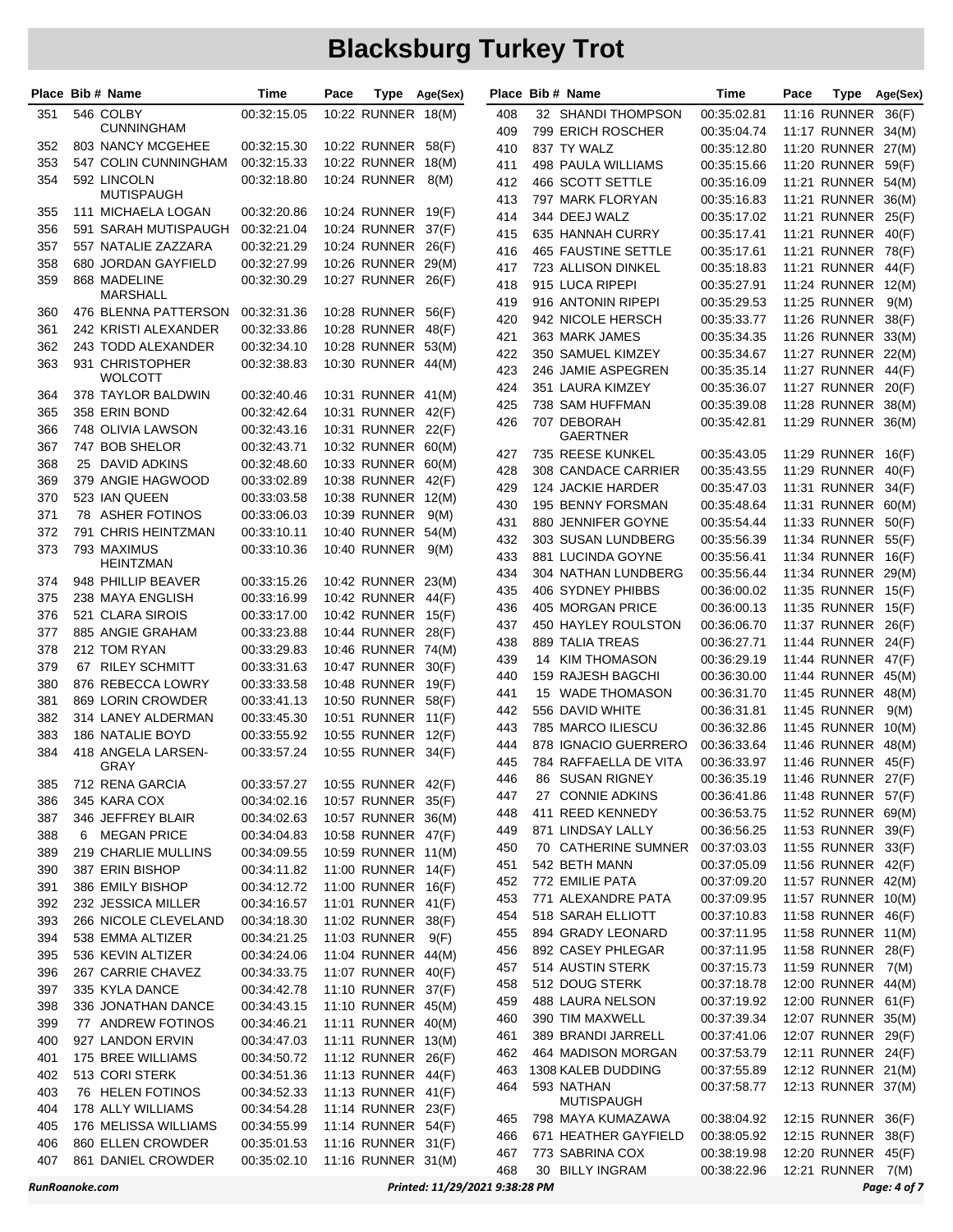# Blacksburg Turkey Trot

| Place | Bib # | Name | Time | Pace | Type | Age(Sex) |
|---|---|---|---|---|---|---|
| 351 | 546 | COLBY CUNNINGHAM | 00:32:15.05 | 10:22 | RUNNER | 18(M) |
| 352 | 803 | NANCY MCGEHEE | 00:32:15.30 | 10:22 | RUNNER | 58(F) |
| 353 | 547 | COLIN CUNNINGHAM | 00:32:15.33 | 10:22 | RUNNER | 18(M) |
| 354 | 592 | LINCOLN MUTISPAUGH | 00:32:18.80 | 10:24 | RUNNER | 8(M) |
| 355 | 111 | MICHAELA LOGAN | 00:32:20.86 | 10:24 | RUNNER | 19(F) |
| 356 | 591 | SARAH MUTISPAUGH | 00:32:21.04 | 10:24 | RUNNER | 37(F) |
| 357 | 557 | NATALIE ZAZZARA | 00:32:21.29 | 10:24 | RUNNER | 26(F) |
| 358 | 680 | JORDAN GAYFIELD | 00:32:27.99 | 10:26 | RUNNER | 29(M) |
| 359 | 868 | MADELINE MARSHALL | 00:32:30.29 | 10:27 | RUNNER | 26(F) |
| 360 | 476 | BLENNA PATTERSON | 00:32:31.36 | 10:28 | RUNNER | 56(F) |
| 361 | 242 | KRISTI ALEXANDER | 00:32:33.86 | 10:28 | RUNNER | 48(F) |
| 362 | 243 | TODD ALEXANDER | 00:32:34.10 | 10:28 | RUNNER | 53(M) |
| 363 | 931 | CHRISTOPHER WOLCOTT | 00:32:38.83 | 10:30 | RUNNER | 44(M) |
| 364 | 378 | TAYLOR BALDWIN | 00:32:40.46 | 10:31 | RUNNER | 41(M) |
| 365 | 358 | ERIN BOND | 00:32:42.64 | 10:31 | RUNNER | 42(F) |
| 366 | 748 | OLIVIA LAWSON | 00:32:43.16 | 10:31 | RUNNER | 22(F) |
| 367 | 747 | BOB SHELOR | 00:32:43.71 | 10:32 | RUNNER | 60(M) |
| 368 | 25 | DAVID ADKINS | 00:32:48.60 | 10:33 | RUNNER | 60(M) |
| 369 | 379 | ANGIE HAGWOOD | 00:33:02.89 | 10:38 | RUNNER | 42(F) |
| 370 | 523 | IAN QUEEN | 00:33:03.58 | 10:38 | RUNNER | 12(M) |
| 371 | 78 | ASHER FOTINOS | 00:33:06.03 | 10:39 | RUNNER | 9(M) |
| 372 | 791 | CHRIS HEINTZMAN | 00:33:10.11 | 10:40 | RUNNER | 54(M) |
| 373 | 793 | MAXIMUS HEINTZMAN | 00:33:10.36 | 10:40 | RUNNER | 9(M) |
| 374 | 948 | PHILLIP BEAVER | 00:33:15.26 | 10:42 | RUNNER | 23(M) |
| 375 | 238 | MAYA ENGLISH | 00:33:16.99 | 10:42 | RUNNER | 44(F) |
| 376 | 521 | CLARA SIROIS | 00:33:17.00 | 10:42 | RUNNER | 15(F) |
| 377 | 885 | ANGIE GRAHAM | 00:33:23.88 | 10:44 | RUNNER | 28(F) |
| 378 | 212 | TOM RYAN | 00:33:29.83 | 10:46 | RUNNER | 74(M) |
| 379 | 67 | RILEY SCHMITT | 00:33:31.63 | 10:47 | RUNNER | 30(F) |
| 380 | 876 | REBECCA LOWRY | 00:33:33.58 | 10:48 | RUNNER | 19(F) |
| 381 | 869 | LORIN CROWDER | 00:33:41.13 | 10:50 | RUNNER | 58(F) |
| 382 | 314 | LANEY ALDERMAN | 00:33:45.30 | 10:51 | RUNNER | 11(F) |
| 383 | 186 | NATALIE BOYD | 00:33:55.92 | 10:55 | RUNNER | 12(F) |
| 384 | 418 | ANGELA LARSEN-GRAY | 00:33:57.24 | 10:55 | RUNNER | 34(F) |
| 385 | 712 | RENA GARCIA | 00:33:57.27 | 10:55 | RUNNER | 42(F) |
| 386 | 345 | KARA COX | 00:34:02.16 | 10:57 | RUNNER | 35(F) |
| 387 | 346 | JEFFREY BLAIR | 00:34:02.63 | 10:57 | RUNNER | 36(M) |
| 388 | 6 | MEGAN PRICE | 00:34:04.83 | 10:58 | RUNNER | 47(F) |
| 389 | 219 | CHARLIE MULLINS | 00:34:09.55 | 10:59 | RUNNER | 11(M) |
| 390 | 387 | ERIN BISHOP | 00:34:11.82 | 11:00 | RUNNER | 14(F) |
| 391 | 386 | EMILY BISHOP | 00:34:12.72 | 11:00 | RUNNER | 16(F) |
| 392 | 232 | JESSICA MILLER | 00:34:16.57 | 11:01 | RUNNER | 41(F) |
| 393 | 266 | NICOLE CLEVELAND | 00:34:18.30 | 11:02 | RUNNER | 38(F) |
| 394 | 538 | EMMA ALTIZER | 00:34:21.25 | 11:03 | RUNNER | 9(F) |
| 395 | 536 | KEVIN ALTIZER | 00:34:24.06 | 11:04 | RUNNER | 44(M) |
| 396 | 267 | CARRIE CHAVEZ | 00:34:33.75 | 11:07 | RUNNER | 40(F) |
| 397 | 335 | KYLA DANCE | 00:34:42.78 | 11:10 | RUNNER | 37(F) |
| 398 | 336 | JONATHAN DANCE | 00:34:43.15 | 11:10 | RUNNER | 45(M) |
| 399 | 77 | ANDREW FOTINOS | 00:34:46.21 | 11:11 | RUNNER | 40(M) |
| 400 | 927 | LANDON ERVIN | 00:34:47.03 | 11:11 | RUNNER | 13(M) |
| 401 | 175 | BREE WILLIAMS | 00:34:50.72 | 11:12 | RUNNER | 26(F) |
| 402 | 513 | CORI STERK | 00:34:51.36 | 11:13 | RUNNER | 44(F) |
| 403 | 76 | HELEN FOTINOS | 00:34:52.33 | 11:13 | RUNNER | 41(F) |
| 404 | 178 | ALLY WILLIAMS | 00:34:54.28 | 11:14 | RUNNER | 23(F) |
| 405 | 176 | MELISSA WILLIAMS | 00:34:55.99 | 11:14 | RUNNER | 54(F) |
| 406 | 860 | ELLEN CROWDER | 00:35:01.53 | 11:16 | RUNNER | 31(F) |
| 407 | 861 | DANIEL CROWDER | 00:35:02.10 | 11:16 | RUNNER | 31(M) |
| 408 | 32 | SHANDI THOMPSON | 00:35:02.81 | 11:16 | RUNNER | 36(F) |
| 409 | 799 | ERICH ROSCHER | 00:35:04.74 | 11:17 | RUNNER | 34(M) |
| 410 | 837 | TY WALZ | 00:35:12.80 | 11:20 | RUNNER | 27(M) |
| 411 | 498 | PAULA WILLIAMS | 00:35:15.66 | 11:20 | RUNNER | 59(F) |
| 412 | 466 | SCOTT SETTLE | 00:35:16.09 | 11:21 | RUNNER | 54(M) |
| 413 | 797 | MARK FLORYAN | 00:35:16.83 | 11:21 | RUNNER | 36(M) |
| 414 | 344 | DEEJ WALZ | 00:35:17.02 | 11:21 | RUNNER | 25(F) |
| 415 | 635 | HANNAH CURRY | 00:35:17.41 | 11:21 | RUNNER | 40(F) |
| 416 | 465 | FAUSTINE SETTLE | 00:35:17.61 | 11:21 | RUNNER | 78(F) |
| 417 | 723 | ALLISON DINKEL | 00:35:18.83 | 11:21 | RUNNER | 44(F) |
| 418 | 915 | LUCA RIPEPI | 00:35:27.91 | 11:24 | RUNNER | 12(M) |
| 419 | 916 | ANTONIN RIPEPI | 00:35:29.53 | 11:25 | RUNNER | 9(M) |
| 420 | 942 | NICOLE HERSCH | 00:35:33.77 | 11:26 | RUNNER | 38(F) |
| 421 | 363 | MARK JAMES | 00:35:34.35 | 11:26 | RUNNER | 33(M) |
| 422 | 350 | SAMUEL KIMZEY | 00:35:34.67 | 11:27 | RUNNER | 22(M) |
| 423 | 246 | JAMIE ASPEGREN | 00:35:35.14 | 11:27 | RUNNER | 44(F) |
| 424 | 351 | LAURA KIMZEY | 00:35:36.07 | 11:27 | RUNNER | 20(F) |
| 425 | 738 | SAM HUFFMAN | 00:35:39.08 | 11:28 | RUNNER | 38(M) |
| 426 | 707 | DEBORAH GAERTNER | 00:35:42.81 | 11:29 | RUNNER | 36(M) |
| 427 | 735 | REESE KUNKEL | 00:35:43.05 | 11:29 | RUNNER | 16(F) |
| 428 | 308 | CANDACE CARRIER | 00:35:43.55 | 11:29 | RUNNER | 40(F) |
| 429 | 124 | JACKIE HARDER | 00:35:47.03 | 11:31 | RUNNER | 34(F) |
| 430 | 195 | BENNY FORSMAN | 00:35:48.64 | 11:31 | RUNNER | 60(M) |
| 431 | 880 | JENNIFER GOYNE | 00:35:54.44 | 11:33 | RUNNER | 50(F) |
| 432 | 303 | SUSAN LUNDBERG | 00:35:56.39 | 11:34 | RUNNER | 55(F) |
| 433 | 881 | LUCINDA GOYNE | 00:35:56.41 | 11:34 | RUNNER | 16(F) |
| 434 | 304 | NATHAN LUNDBERG | 00:35:56.44 | 11:34 | RUNNER | 29(M) |
| 435 | 406 | SYDNEY PHIBBS | 00:36:00.02 | 11:35 | RUNNER | 15(F) |
| 436 | 405 | MORGAN PRICE | 00:36:00.13 | 11:35 | RUNNER | 15(F) |
| 437 | 450 | HAYLEY ROULSTON | 00:36:06.70 | 11:37 | RUNNER | 26(F) |
| 438 | 889 | TALIA TREAS | 00:36:27.71 | 11:44 | RUNNER | 24(F) |
| 439 | 14 | KIM THOMASON | 00:36:29.19 | 11:44 | RUNNER | 47(F) |
| 440 | 159 | RAJESH BAGCHI | 00:36:30.00 | 11:44 | RUNNER | 45(M) |
| 441 | 15 | WADE THOMASON | 00:36:31.70 | 11:45 | RUNNER | 48(M) |
| 442 | 556 | DAVID WHITE | 00:36:31.81 | 11:45 | RUNNER | 9(M) |
| 443 | 785 | MARCO ILIESCU | 00:36:32.86 | 11:45 | RUNNER | 10(M) |
| 444 | 878 | IGNACIO GUERRERO | 00:36:33.64 | 11:46 | RUNNER | 48(M) |
| 445 | 784 | RAFFAELLA DE VITA | 00:36:33.97 | 11:46 | RUNNER | 45(F) |
| 446 | 86 | SUSAN RIGNEY | 00:36:35.19 | 11:46 | RUNNER | 27(F) |
| 447 | 27 | CONNIE ADKINS | 00:36:41.86 | 11:48 | RUNNER | 57(F) |
| 448 | 411 | REED KENNEDY | 00:36:53.75 | 11:52 | RUNNER | 69(M) |
| 449 | 871 | LINDSAY LALLY | 00:36:56.25 | 11:53 | RUNNER | 39(F) |
| 450 | 70 | CATHERINE SUMNER | 00:37:03.03 | 11:55 | RUNNER | 33(F) |
| 451 | 542 | BETH MANN | 00:37:05.09 | 11:56 | RUNNER | 42(F) |
| 452 | 772 | EMILIE PATA | 00:37:09.20 | 11:57 | RUNNER | 42(M) |
| 453 | 771 | ALEXANDRE PATA | 00:37:09.95 | 11:57 | RUNNER | 10(M) |
| 454 | 518 | SARAH ELLIOTT | 00:37:10.83 | 11:58 | RUNNER | 46(F) |
| 455 | 894 | GRADY LEONARD | 00:37:11.95 | 11:58 | RUNNER | 11(M) |
| 456 | 892 | CASEY PHLEGAR | 00:37:11.95 | 11:58 | RUNNER | 28(F) |
| 457 | 514 | AUSTIN STERK | 00:37:15.73 | 11:59 | RUNNER | 7(M) |
| 458 | 512 | DOUG STERK | 00:37:18.78 | 12:00 | RUNNER | 44(M) |
| 459 | 488 | LAURA NELSON | 00:37:19.92 | 12:00 | RUNNER | 61(F) |
| 460 | 390 | TIM MAXWELL | 00:37:39.34 | 12:07 | RUNNER | 35(M) |
| 461 | 389 | BRANDI JARRELL | 00:37:41.06 | 12:07 | RUNNER | 29(F) |
| 462 | 464 | MADISON MORGAN | 00:37:53.79 | 12:11 | RUNNER | 24(F) |
| 463 | 1308 | KALEB DUDDING | 00:37:55.89 | 12:12 | RUNNER | 21(M) |
| 464 | 593 | NATHAN MUTISPAUGH | 00:37:58.77 | 12:13 | RUNNER | 37(M) |
| 465 | 798 | MAYA KUMAZAWA | 00:38:04.92 | 12:15 | RUNNER | 36(F) |
| 466 | 671 | HEATHER GAYFIELD | 00:38:05.92 | 12:15 | RUNNER | 38(F) |
| 467 | 773 | SABRINA COX | 00:38:19.98 | 12:20 | RUNNER | 45(F) |
| 468 | 30 | BILLY INGRAM | 00:38:22.96 | 12:21 | RUNNER | 7(M) |

RunRoanoke.com — Printed: 11/29/2021 9:38:28 PM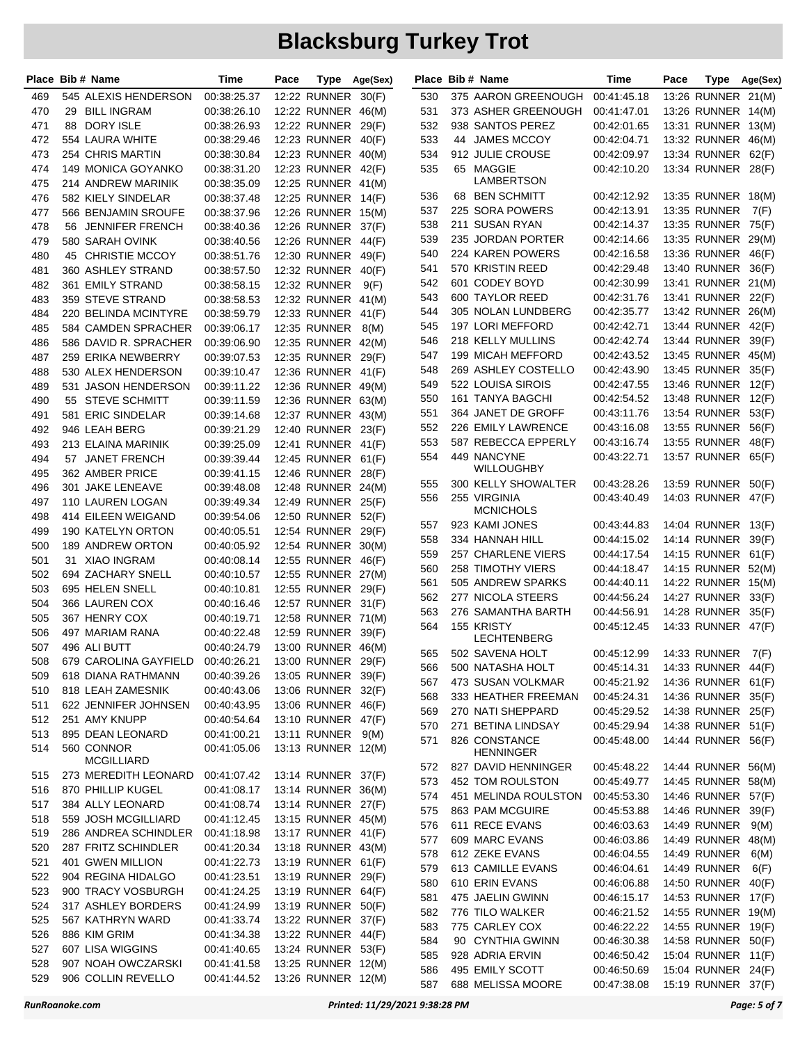# Blacksburg Turkey Trot

| Place | Bib # | Name | Time | Pace | Type | Age(Sex) |
|---|---|---|---|---|---|---|
| 469 | 545 | ALEXIS HENDERSON | 00:38:25.37 | 12:22 | RUNNER | 30(F) |
| 470 | 29 | BILL INGRAM | 00:38:26.10 | 12:22 | RUNNER | 46(M) |
| 471 | 88 | DORY ISLE | 00:38:26.93 | 12:22 | RUNNER | 29(F) |
| 472 | 554 | LAURA WHITE | 00:38:29.46 | 12:23 | RUNNER | 40(F) |
| 473 | 254 | CHRIS MARTIN | 00:38:30.84 | 12:23 | RUNNER | 40(M) |
| 474 | 149 | MONICA GOYANKO | 00:38:31.20 | 12:23 | RUNNER | 42(F) |
| 475 | 214 | ANDREW MARINIK | 00:38:35.09 | 12:25 | RUNNER | 41(M) |
| 476 | 582 | KIELY SINDELAR | 00:38:37.48 | 12:25 | RUNNER | 14(F) |
| 477 | 566 | BENJAMIN SROUFE | 00:38:37.96 | 12:26 | RUNNER | 15(M) |
| 478 | 56 | JENNIFER FRENCH | 00:38:40.36 | 12:26 | RUNNER | 37(F) |
| 479 | 580 | SARAH OVINK | 00:38:40.56 | 12:26 | RUNNER | 44(F) |
| 480 | 45 | CHRISTIE MCCOY | 00:38:51.76 | 12:30 | RUNNER | 49(F) |
| 481 | 360 | ASHLEY STRAND | 00:38:57.50 | 12:32 | RUNNER | 40(F) |
| 482 | 361 | EMILY STRAND | 00:38:58.15 | 12:32 | RUNNER | 9(F) |
| 483 | 359 | STEVE STRAND | 00:38:58.53 | 12:32 | RUNNER | 41(M) |
| 484 | 220 | BELINDA MCINTYRE | 00:38:59.79 | 12:33 | RUNNER | 41(F) |
| 485 | 584 | CAMDEN SPRACHER | 00:39:06.17 | 12:35 | RUNNER | 8(M) |
| 486 | 586 | DAVID R. SPRACHER | 00:39:06.90 | 12:35 | RUNNER | 42(M) |
| 487 | 259 | ERIKA NEWBERRY | 00:39:07.53 | 12:35 | RUNNER | 29(F) |
| 488 | 530 | ALEX HENDERSON | 00:39:10.47 | 12:36 | RUNNER | 41(F) |
| 489 | 531 | JASON HENDERSON | 00:39:11.22 | 12:36 | RUNNER | 49(M) |
| 490 | 55 | STEVE SCHMITT | 00:39:11.59 | 12:36 | RUNNER | 63(M) |
| 491 | 581 | ERIC SINDELAR | 00:39:14.68 | 12:37 | RUNNER | 43(M) |
| 492 | 946 | LEAH BERG | 00:39:21.29 | 12:40 | RUNNER | 23(F) |
| 493 | 213 | ELAINA MARINIK | 00:39:25.09 | 12:41 | RUNNER | 41(F) |
| 494 | 57 | JANET FRENCH | 00:39:39.44 | 12:45 | RUNNER | 61(F) |
| 495 | 362 | AMBER PRICE | 00:39:41.15 | 12:46 | RUNNER | 28(F) |
| 496 | 301 | JAKE LENEAVE | 00:39:48.08 | 12:48 | RUNNER | 24(M) |
| 497 | 110 | LAUREN LOGAN | 00:39:49.34 | 12:49 | RUNNER | 25(F) |
| 498 | 414 | EILEEN WEIGAND | 00:39:54.06 | 12:50 | RUNNER | 52(F) |
| 499 | 190 | KATELYN ORTON | 00:40:05.51 | 12:54 | RUNNER | 29(F) |
| 500 | 189 | ANDREW ORTON | 00:40:05.92 | 12:54 | RUNNER | 30(M) |
| 501 | 31 | XIAO INGRAM | 00:40:08.14 | 12:55 | RUNNER | 46(F) |
| 502 | 694 | ZACHARY SNELL | 00:40:10.57 | 12:55 | RUNNER | 27(M) |
| 503 | 695 | HELEN SNELL | 00:40:10.81 | 12:55 | RUNNER | 29(F) |
| 504 | 366 | LAUREN COX | 00:40:16.46 | 12:57 | RUNNER | 31(F) |
| 505 | 367 | HENRY COX | 00:40:19.71 | 12:58 | RUNNER | 71(M) |
| 506 | 497 | MARIAM RANA | 00:40:22.48 | 12:59 | RUNNER | 39(F) |
| 507 | 496 | ALI BUTT | 00:40:24.79 | 13:00 | RUNNER | 46(M) |
| 508 | 679 | CAROLINA GAYFIELD | 00:40:26.21 | 13:00 | RUNNER | 29(F) |
| 509 | 618 | DIANA RATHMANN | 00:40:39.26 | 13:05 | RUNNER | 39(F) |
| 510 | 818 | LEAH ZAMESNIK | 00:40:43.06 | 13:06 | RUNNER | 32(F) |
| 511 | 622 | JENNIFER JOHNSEN | 00:40:43.95 | 13:06 | RUNNER | 46(F) |
| 512 | 251 | AMY KNUPP | 00:40:54.64 | 13:10 | RUNNER | 47(F) |
| 513 | 895 | DEAN LEONARD | 00:41:00.21 | 13:11 | RUNNER | 9(M) |
| 514 | 560 | CONNOR MCGILLIARD | 00:41:05.06 | 13:13 | RUNNER | 12(M) |
| 515 | 273 | MEREDITH LEONARD | 00:41:07.42 | 13:14 | RUNNER | 37(F) |
| 516 | 870 | PHILLIP KUGEL | 00:41:08.17 | 13:14 | RUNNER | 36(M) |
| 517 | 384 | ALLY LEONARD | 00:41:08.74 | 13:14 | RUNNER | 27(F) |
| 518 | 559 | JOSH MCGILLIARD | 00:41:12.45 | 13:15 | RUNNER | 45(M) |
| 519 | 286 | ANDREA SCHINDLER | 00:41:18.98 | 13:17 | RUNNER | 41(F) |
| 520 | 287 | FRITZ SCHINDLER | 00:41:20.34 | 13:18 | RUNNER | 43(M) |
| 521 | 401 | GWEN MILLION | 00:41:22.73 | 13:19 | RUNNER | 61(F) |
| 522 | 904 | REGINA HIDALGO | 00:41:23.51 | 13:19 | RUNNER | 29(F) |
| 523 | 900 | TRACY VOSBURGH | 00:41:24.25 | 13:19 | RUNNER | 64(F) |
| 524 | 317 | ASHLEY BORDERS | 00:41:24.99 | 13:19 | RUNNER | 50(F) |
| 525 | 567 | KATHRYN WARD | 00:41:33.74 | 13:22 | RUNNER | 37(F) |
| 526 | 886 | KIM GRIM | 00:41:34.38 | 13:22 | RUNNER | 44(F) |
| 527 | 607 | LISA WIGGINS | 00:41:40.65 | 13:24 | RUNNER | 53(F) |
| 528 | 907 | NOAH OWCZARSKI | 00:41:41.58 | 13:25 | RUNNER | 12(M) |
| 529 | 906 | COLLIN REVELLO | 00:41:44.52 | 13:26 | RUNNER | 12(M) |
| 530 | 375 | AARON GREENOUGH | 00:41:45.18 | 13:26 | RUNNER | 21(M) |
| 531 | 373 | ASHER GREENOUGH | 00:41:47.01 | 13:26 | RUNNER | 14(M) |
| 532 | 938 | SANTOS PEREZ | 00:42:01.65 | 13:31 | RUNNER | 13(M) |
| 533 | 44 | JAMES MCCOY | 00:42:04.71 | 13:32 | RUNNER | 46(M) |
| 534 | 912 | JULIE CROUSE | 00:42:09.97 | 13:34 | RUNNER | 62(F) |
| 535 | 65 | MAGGIE LAMBERTSON | 00:42:10.20 | 13:34 | RUNNER | 28(F) |
| 536 | 68 | BEN SCHMITT | 00:42:12.92 | 13:35 | RUNNER | 18(M) |
| 537 | 225 | SORA POWERS | 00:42:13.91 | 13:35 | RUNNER | 7(F) |
| 538 | 211 | SUSAN RYAN | 00:42:14.37 | 13:35 | RUNNER | 75(F) |
| 539 | 235 | JORDAN PORTER | 00:42:14.66 | 13:35 | RUNNER | 29(M) |
| 540 | 224 | KAREN POWERS | 00:42:16.58 | 13:36 | RUNNER | 46(F) |
| 541 | 570 | KRISTIN REED | 00:42:29.48 | 13:40 | RUNNER | 36(F) |
| 542 | 601 | CODEY BOYD | 00:42:30.99 | 13:41 | RUNNER | 21(M) |
| 543 | 600 | TAYLOR REED | 00:42:31.76 | 13:41 | RUNNER | 22(F) |
| 544 | 305 | NOLAN LUNDBERG | 00:42:35.77 | 13:42 | RUNNER | 26(M) |
| 545 | 197 | LORI MEFFORD | 00:42:42.71 | 13:44 | RUNNER | 42(F) |
| 546 | 218 | KELLY MULLINS | 00:42:42.74 | 13:44 | RUNNER | 39(F) |
| 547 | 199 | MICAH MEFFORD | 00:42:43.52 | 13:45 | RUNNER | 45(M) |
| 548 | 269 | ASHLEY COSTELLO | 00:42:43.90 | 13:45 | RUNNER | 35(F) |
| 549 | 522 | LOUISA SIROIS | 00:42:47.55 | 13:46 | RUNNER | 12(F) |
| 550 | 161 | TANYA BAGCHI | 00:42:54.52 | 13:48 | RUNNER | 12(F) |
| 551 | 364 | JANET DE GROFF | 00:43:11.76 | 13:54 | RUNNER | 53(F) |
| 552 | 226 | EMILY LAWRENCE | 00:43:16.08 | 13:55 | RUNNER | 56(F) |
| 553 | 587 | REBECCA EPPERLY | 00:43:16.74 | 13:55 | RUNNER | 48(F) |
| 554 | 449 | NANCYNE WILLOUGHBY | 00:43:22.71 | 13:57 | RUNNER | 65(F) |
| 555 | 300 | KELLY SHOWALTER | 00:43:28.26 | 13:59 | RUNNER | 50(F) |
| 556 | 255 | VIRGINIA MCNICHOLS | 00:43:40.49 | 14:03 | RUNNER | 47(F) |
| 557 | 923 | KAMI JONES | 00:43:44.83 | 14:04 | RUNNER | 13(F) |
| 558 | 334 | HANNAH HILL | 00:44:15.02 | 14:14 | RUNNER | 39(F) |
| 559 | 257 | CHARLENE VIERS | 00:44:17.54 | 14:15 | RUNNER | 61(F) |
| 560 | 258 | TIMOTHY VIERS | 00:44:18.47 | 14:15 | RUNNER | 52(M) |
| 561 | 505 | ANDREW SPARKS | 00:44:40.11 | 14:22 | RUNNER | 15(M) |
| 562 | 277 | NICOLA STEERS | 00:44:56.24 | 14:27 | RUNNER | 33(F) |
| 563 | 276 | SAMANTHA BARTH | 00:44:56.91 | 14:28 | RUNNER | 35(F) |
| 564 | 155 | KRISTY LECHTENBERG | 00:45:12.45 | 14:33 | RUNNER | 47(F) |
| 565 | 502 | SAVENA HOLT | 00:45:12.99 | 14:33 | RUNNER | 7(F) |
| 566 | 500 | NATASHA HOLT | 00:45:14.31 | 14:33 | RUNNER | 44(F) |
| 567 | 473 | SUSAN VOLKMAR | 00:45:21.92 | 14:36 | RUNNER | 61(F) |
| 568 | 333 | HEATHER FREEMAN | 00:45:24.31 | 14:36 | RUNNER | 35(F) |
| 569 | 270 | NATI SHEPPARD | 00:45:29.52 | 14:38 | RUNNER | 25(F) |
| 570 | 271 | BETINA LINDSAY | 00:45:29.94 | 14:38 | RUNNER | 51(F) |
| 571 | 826 | CONSTANCE HENNINGER | 00:45:48.00 | 14:44 | RUNNER | 56(F) |
| 572 | 827 | DAVID HENNINGER | 00:45:48.22 | 14:44 | RUNNER | 56(M) |
| 573 | 452 | TOM ROULSTON | 00:45:49.77 | 14:45 | RUNNER | 58(M) |
| 574 | 451 | MELINDA ROULSTON | 00:45:53.30 | 14:46 | RUNNER | 57(F) |
| 575 | 863 | PAM MCGUIRE | 00:45:53.88 | 14:46 | RUNNER | 39(F) |
| 576 | 611 | RECE EVANS | 00:46:03.63 | 14:49 | RUNNER | 9(M) |
| 577 | 609 | MARC EVANS | 00:46:03.86 | 14:49 | RUNNER | 48(M) |
| 578 | 612 | ZEKE EVANS | 00:46:04.55 | 14:49 | RUNNER | 6(M) |
| 579 | 613 | CAMILLE EVANS | 00:46:04.61 | 14:49 | RUNNER | 6(F) |
| 580 | 610 | ERIN EVANS | 00:46:06.88 | 14:50 | RUNNER | 40(F) |
| 581 | 475 | JAELIN GWINN | 00:46:15.17 | 14:53 | RUNNER | 17(F) |
| 582 | 776 | TILO WALKER | 00:46:21.52 | 14:55 | RUNNER | 19(M) |
| 583 | 775 | CARLEY COX | 00:46:22.22 | 14:55 | RUNNER | 19(F) |
| 584 | 90 | CYNTHIA GWINN | 00:46:30.38 | 14:58 | RUNNER | 50(F) |
| 585 | 928 | ADRIA ERVIN | 00:46:50.42 | 15:04 | RUNNER | 11(F) |
| 586 | 495 | EMILY SCOTT | 00:46:50.69 | 15:04 | RUNNER | 24(F) |
| 587 | 688 | MELISSA MOORE | 00:47:38.08 | 15:19 | RUNNER | 37(F) |

RunRoanoke.com — Printed: 11/29/2021 9:38:28 PM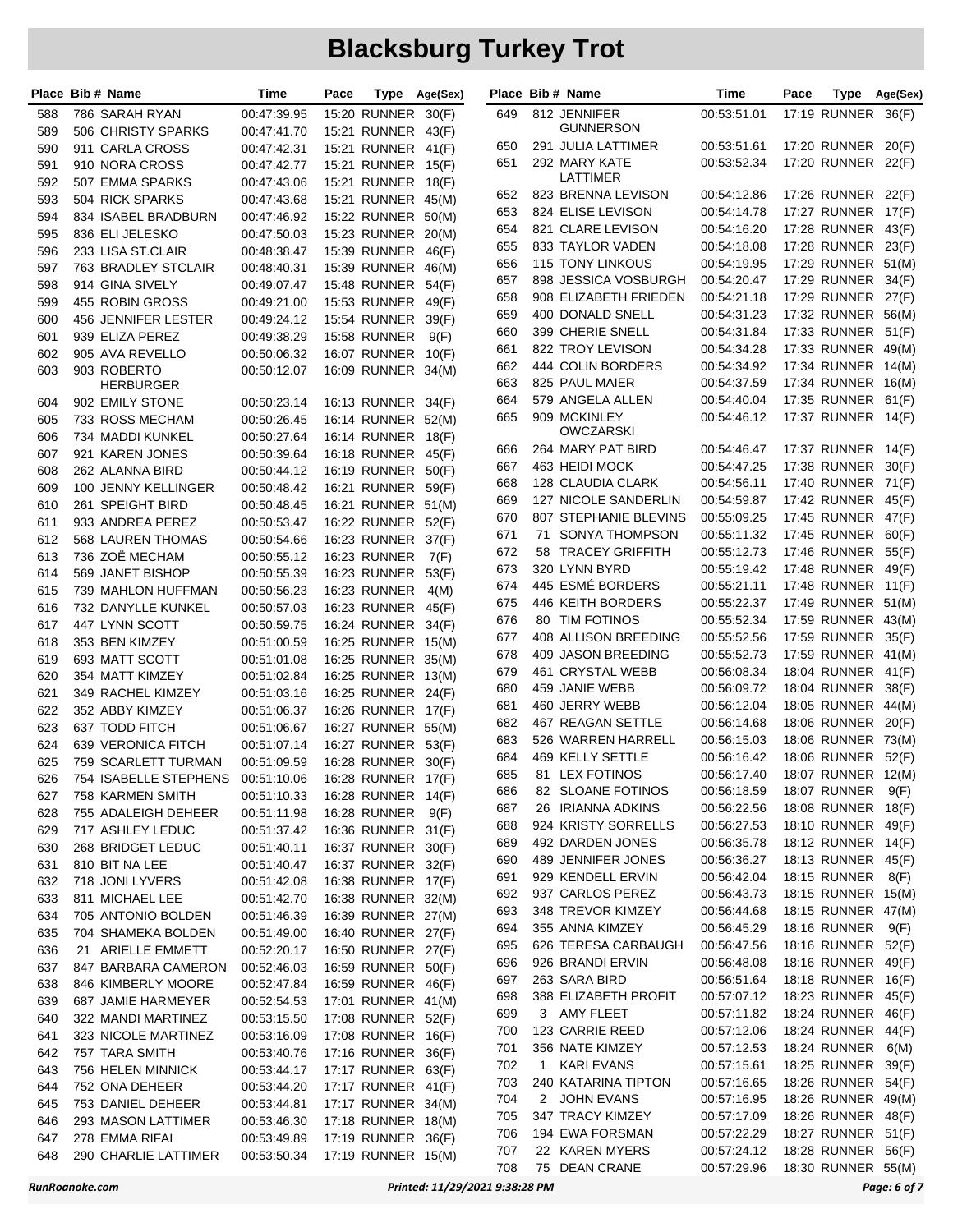# Blacksburg Turkey Trot

| Place | Bib # | Name | Time | Pace | Type | Age(Sex) |
|---|---|---|---|---|---|---|
| 588 | 786 | SARAH RYAN | 00:47:39.95 | 15:20 | RUNNER | 30(F) |
| 589 | 506 | CHRISTY SPARKS | 00:47:41.70 | 15:21 | RUNNER | 43(F) |
| 590 | 911 | CARLA CROSS | 00:47:42.31 | 15:21 | RUNNER | 41(F) |
| 591 | 910 | NORA CROSS | 00:47:42.77 | 15:21 | RUNNER | 15(F) |
| 592 | 507 | EMMA SPARKS | 00:47:43.06 | 15:21 | RUNNER | 18(F) |
| 593 | 504 | RICK SPARKS | 00:47:43.68 | 15:21 | RUNNER | 45(M) |
| 594 | 834 | ISABEL BRADBURN | 00:47:46.92 | 15:22 | RUNNER | 50(M) |
| 595 | 836 | ELI JELESKO | 00:47:50.03 | 15:23 | RUNNER | 20(M) |
| 596 | 233 | LISA ST.CLAIR | 00:48:38.47 | 15:39 | RUNNER | 46(F) |
| 597 | 763 | BRADLEY STCLAIR | 00:48:40.31 | 15:39 | RUNNER | 46(M) |
| 598 | 914 | GINA SIVELY | 00:49:07.47 | 15:48 | RUNNER | 54(F) |
| 599 | 455 | ROBIN GROSS | 00:49:21.00 | 15:53 | RUNNER | 49(F) |
| 600 | 456 | JENNIFER LESTER | 00:49:24.12 | 15:54 | RUNNER | 39(F) |
| 601 | 939 | ELIZA PEREZ | 00:49:38.29 | 15:58 | RUNNER | 9(F) |
| 602 | 905 | AVA REVELLO | 00:50:06.32 | 16:07 | RUNNER | 10(F) |
| 603 | 903 | ROBERTO HERBURGER | 00:50:12.07 | 16:09 | RUNNER | 34(M) |
| 604 | 902 | EMILY STONE | 00:50:23.14 | 16:13 | RUNNER | 34(F) |
| 605 | 733 | ROSS MECHAM | 00:50:26.45 | 16:14 | RUNNER | 52(M) |
| 606 | 734 | MADDI KUNKEL | 00:50:27.64 | 16:14 | RUNNER | 18(F) |
| 607 | 921 | KAREN JONES | 00:50:39.64 | 16:18 | RUNNER | 45(F) |
| 608 | 262 | ALANNA BIRD | 00:50:44.12 | 16:19 | RUNNER | 50(F) |
| 609 | 100 | JENNY KELLINGER | 00:50:48.42 | 16:21 | RUNNER | 59(F) |
| 610 | 261 | SPEIGHT BIRD | 00:50:48.45 | 16:21 | RUNNER | 51(M) |
| 611 | 933 | ANDREA PEREZ | 00:50:53.47 | 16:22 | RUNNER | 52(F) |
| 612 | 568 | LAUREN THOMAS | 00:50:54.66 | 16:23 | RUNNER | 37(F) |
| 613 | 736 | ZOË MECHAM | 00:50:55.12 | 16:23 | RUNNER | 7(F) |
| 614 | 569 | JANET BISHOP | 00:50:55.39 | 16:23 | RUNNER | 53(F) |
| 615 | 739 | MAHLON HUFFMAN | 00:50:56.23 | 16:23 | RUNNER | 4(M) |
| 616 | 732 | DANYLLE KUNKEL | 00:50:57.03 | 16:23 | RUNNER | 45(F) |
| 617 | 447 | LYNN SCOTT | 00:50:59.75 | 16:24 | RUNNER | 34(F) |
| 618 | 353 | BEN KIMZEY | 00:51:00.59 | 16:25 | RUNNER | 15(M) |
| 619 | 693 | MATT SCOTT | 00:51:01.08 | 16:25 | RUNNER | 35(M) |
| 620 | 354 | MATT KIMZEY | 00:51:02.84 | 16:25 | RUNNER | 13(M) |
| 621 | 349 | RACHEL KIMZEY | 00:51:03.16 | 16:25 | RUNNER | 24(F) |
| 622 | 352 | ABBY KIMZEY | 00:51:06.37 | 16:26 | RUNNER | 17(F) |
| 623 | 637 | TODD FITCH | 00:51:06.67 | 16:27 | RUNNER | 55(M) |
| 624 | 639 | VERONICA FITCH | 00:51:07.14 | 16:27 | RUNNER | 53(F) |
| 625 | 759 | SCARLETT TURMAN | 00:51:09.59 | 16:28 | RUNNER | 30(F) |
| 626 | 754 | ISABELLE STEPHENS | 00:51:10.06 | 16:28 | RUNNER | 17(F) |
| 627 | 758 | KARMEN SMITH | 00:51:10.33 | 16:28 | RUNNER | 14(F) |
| 628 | 755 | ADALEIGH DEHEER | 00:51:11.98 | 16:28 | RUNNER | 9(F) |
| 629 | 717 | ASHLEY LEDUC | 00:51:37.42 | 16:36 | RUNNER | 31(F) |
| 630 | 268 | BRIDGET LEDUC | 00:51:40.11 | 16:37 | RUNNER | 30(F) |
| 631 | 810 | BIT NA LEE | 00:51:40.47 | 16:37 | RUNNER | 32(F) |
| 632 | 718 | JONI LYVERS | 00:51:42.08 | 16:38 | RUNNER | 17(F) |
| 633 | 811 | MICHAEL LEE | 00:51:42.70 | 16:38 | RUNNER | 32(M) |
| 634 | 705 | ANTONIO BOLDEN | 00:51:46.39 | 16:39 | RUNNER | 27(M) |
| 635 | 704 | SHAMEKA BOLDEN | 00:51:49.00 | 16:40 | RUNNER | 27(F) |
| 636 | 21 | ARIELLE EMMETT | 00:52:20.17 | 16:50 | RUNNER | 27(F) |
| 637 | 847 | BARBARA CAMERON | 00:52:46.03 | 16:59 | RUNNER | 50(F) |
| 638 | 846 | KIMBERLY MOORE | 00:52:47.84 | 16:59 | RUNNER | 46(F) |
| 639 | 687 | JAMIE HARMEYER | 00:52:54.53 | 17:01 | RUNNER | 41(M) |
| 640 | 322 | MANDI MARTINEZ | 00:53:15.50 | 17:08 | RUNNER | 52(F) |
| 641 | 323 | NICOLE MARTINEZ | 00:53:16.09 | 17:08 | RUNNER | 16(F) |
| 642 | 757 | TARA SMITH | 00:53:40.76 | 17:16 | RUNNER | 36(F) |
| 643 | 756 | HELEN MINNICK | 00:53:44.17 | 17:17 | RUNNER | 63(F) |
| 644 | 752 | ONA DEHEER | 00:53:44.20 | 17:17 | RUNNER | 41(F) |
| 645 | 753 | DANIEL DEHEER | 00:53:44.81 | 17:17 | RUNNER | 34(M) |
| 646 | 293 | MASON LATTIMER | 00:53:46.30 | 17:18 | RUNNER | 18(M) |
| 647 | 278 | EMMA RIFAI | 00:53:49.89 | 17:19 | RUNNER | 36(F) |
| 648 | 290 | CHARLIE LATTIMER | 00:53:50.34 | 17:19 | RUNNER | 15(M) |
| 649 | 812 | JENNIFER GUNNERSON | 00:53:51.01 | 17:19 | RUNNER | 36(F) |
| 650 | 291 | JULIA LATTIMER | 00:53:51.61 | 17:20 | RUNNER | 20(F) |
| 651 | 292 | MARY KATE LATTIMER | 00:53:52.34 | 17:20 | RUNNER | 22(F) |
| 652 | 823 | BRENNA LEVISON | 00:54:12.86 | 17:26 | RUNNER | 22(F) |
| 653 | 824 | ELISE LEVISON | 00:54:14.78 | 17:27 | RUNNER | 17(F) |
| 654 | 821 | CLARE LEVISON | 00:54:16.20 | 17:28 | RUNNER | 43(F) |
| 655 | 833 | TAYLOR VADEN | 00:54:18.08 | 17:28 | RUNNER | 23(F) |
| 656 | 115 | TONY LINKOUS | 00:54:19.95 | 17:29 | RUNNER | 51(M) |
| 657 | 898 | JESSICA VOSBURGH | 00:54:20.47 | 17:29 | RUNNER | 34(F) |
| 658 | 908 | ELIZABETH FRIEDEN | 00:54:21.18 | 17:29 | RUNNER | 27(F) |
| 659 | 400 | DONALD SNELL | 00:54:31.23 | 17:32 | RUNNER | 56(M) |
| 660 | 399 | CHERIE SNELL | 00:54:31.84 | 17:33 | RUNNER | 51(F) |
| 661 | 822 | TROY LEVISON | 00:54:34.28 | 17:33 | RUNNER | 49(M) |
| 662 | 444 | COLIN BORDERS | 00:54:34.92 | 17:34 | RUNNER | 14(M) |
| 663 | 825 | PAUL MAIER | 00:54:37.59 | 17:34 | RUNNER | 16(M) |
| 664 | 579 | ANGELA ALLEN | 00:54:40.04 | 17:35 | RUNNER | 61(F) |
| 665 | 909 | MCKINLEY OWCZARSKI | 00:54:46.12 | 17:37 | RUNNER | 14(F) |
| 666 | 264 | MARY PAT BIRD | 00:54:46.47 | 17:37 | RUNNER | 14(F) |
| 667 | 463 | HEIDI MOCK | 00:54:47.25 | 17:38 | RUNNER | 30(F) |
| 668 | 128 | CLAUDIA CLARK | 00:54:56.11 | 17:40 | RUNNER | 71(F) |
| 669 | 127 | NICOLE SANDERLIN | 00:54:59.87 | 17:42 | RUNNER | 45(F) |
| 670 | 807 | STEPHANIE BLEVINS | 00:55:09.25 | 17:45 | RUNNER | 47(F) |
| 671 | 71 | SONYA THOMPSON | 00:55:11.32 | 17:45 | RUNNER | 60(F) |
| 672 | 58 | TRACEY GRIFFITH | 00:55:12.73 | 17:46 | RUNNER | 55(F) |
| 673 | 320 | LYNN BYRD | 00:55:19.42 | 17:48 | RUNNER | 49(F) |
| 674 | 445 | ESMÉ BORDERS | 00:55:21.11 | 17:48 | RUNNER | 11(F) |
| 675 | 446 | KEITH BORDERS | 00:55:22.37 | 17:49 | RUNNER | 51(M) |
| 676 | 80 | TIM FOTINOS | 00:55:52.34 | 17:59 | RUNNER | 43(M) |
| 677 | 408 | ALLISON BREEDING | 00:55:52.56 | 17:59 | RUNNER | 35(F) |
| 678 | 409 | JASON BREEDING | 00:55:52.73 | 17:59 | RUNNER | 41(M) |
| 679 | 461 | CRYSTAL WEBB | 00:56:08.34 | 18:04 | RUNNER | 41(F) |
| 680 | 459 | JANIE WEBB | 00:56:09.72 | 18:04 | RUNNER | 38(F) |
| 681 | 460 | JERRY WEBB | 00:56:12.04 | 18:05 | RUNNER | 44(M) |
| 682 | 467 | REAGAN SETTLE | 00:56:14.68 | 18:06 | RUNNER | 20(F) |
| 683 | 526 | WARREN HARRELL | 00:56:15.03 | 18:06 | RUNNER | 73(M) |
| 684 | 469 | KELLY SETTLE | 00:56:16.42 | 18:06 | RUNNER | 52(F) |
| 685 | 81 | LEX FOTINOS | 00:56:17.40 | 18:07 | RUNNER | 12(M) |
| 686 | 82 | SLOANE FOTINOS | 00:56:18.59 | 18:07 | RUNNER | 9(F) |
| 687 | 26 | IRIANNA ADKINS | 00:56:22.56 | 18:08 | RUNNER | 18(F) |
| 688 | 924 | KRISTY SORRELLS | 00:56:27.53 | 18:10 | RUNNER | 49(F) |
| 689 | 492 | DARDEN JONES | 00:56:35.78 | 18:12 | RUNNER | 14(F) |
| 690 | 489 | JENNIFER JONES | 00:56:36.27 | 18:13 | RUNNER | 45(F) |
| 691 | 929 | KENDELL ERVIN | 00:56:42.04 | 18:15 | RUNNER | 8(F) |
| 692 | 937 | CARLOS PEREZ | 00:56:43.73 | 18:15 | RUNNER | 15(M) |
| 693 | 348 | TREVOR KIMZEY | 00:56:44.68 | 18:15 | RUNNER | 47(M) |
| 694 | 355 | ANNA KIMZEY | 00:56:45.29 | 18:16 | RUNNER | 9(F) |
| 695 | 626 | TERESA CARBAUGH | 00:56:47.56 | 18:16 | RUNNER | 52(F) |
| 696 | 926 | BRANDI ERVIN | 00:56:48.08 | 18:16 | RUNNER | 49(F) |
| 697 | 263 | SARA BIRD | 00:56:51.64 | 18:18 | RUNNER | 16(F) |
| 698 | 388 | ELIZABETH PROFIT | 00:57:07.12 | 18:23 | RUNNER | 45(F) |
| 699 | 3 | AMY FLEET | 00:57:11.82 | 18:24 | RUNNER | 46(F) |
| 700 | 123 | CARRIE REED | 00:57:12.06 | 18:24 | RUNNER | 44(F) |
| 701 | 356 | NATE KIMZEY | 00:57:12.53 | 18:24 | RUNNER | 6(M) |
| 702 | 1 | KARI EVANS | 00:57:15.61 | 18:25 | RUNNER | 39(F) |
| 703 | 240 | KATARINA TIPTON | 00:57:16.65 | 18:26 | RUNNER | 54(F) |
| 704 | 2 | JOHN EVANS | 00:57:16.95 | 18:26 | RUNNER | 49(M) |
| 705 | 347 | TRACY KIMZEY | 00:57:17.09 | 18:26 | RUNNER | 48(F) |
| 706 | 194 | EWA FORSMAN | 00:57:22.29 | 18:27 | RUNNER | 51(F) |
| 707 | 22 | KAREN MYERS | 00:57:24.12 | 18:28 | RUNNER | 56(F) |
| 708 | 75 | DEAN CRANE | 00:57:29.96 | 18:30 | RUNNER | 55(M) |

RunRoanoke.com — Printed: 11/29/2021 9:38:28 PM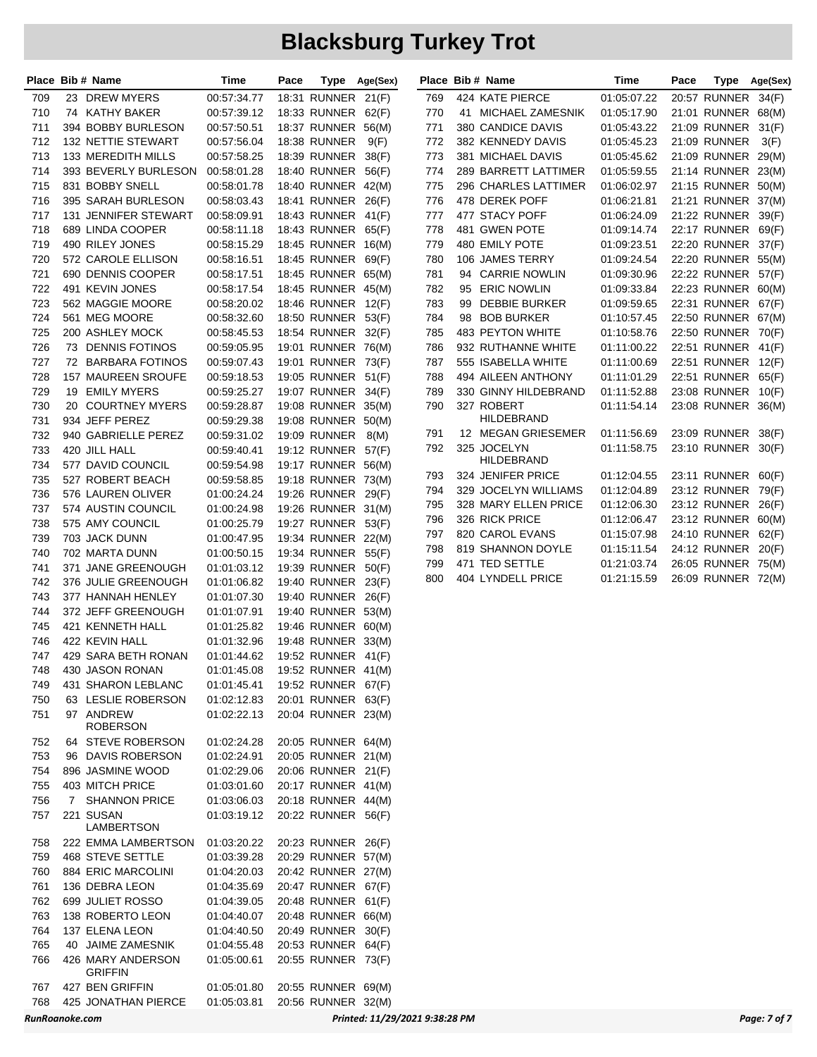# Blacksburg Turkey Trot

| Place | Bib # | Name | Time | Pace | Type | Age(Sex) |
|---|---|---|---|---|---|---|
| 709 | 23 | DREW MYERS | 00:57:34.77 | 18:31 | RUNNER | 21(F) |
| 710 | 74 | KATHY BAKER | 00:57:39.12 | 18:33 | RUNNER | 62(F) |
| 711 | 394 | BOBBY BURLESON | 00:57:50.51 | 18:37 | RUNNER | 56(M) |
| 712 | 132 | NETTIE STEWART | 00:57:56.04 | 18:38 | RUNNER | 9(F) |
| 713 | 133 | MEREDITH MILLS | 00:57:58.25 | 18:39 | RUNNER | 38(F) |
| 714 | 393 | BEVERLY BURLESON | 00:58:01.28 | 18:40 | RUNNER | 56(F) |
| 715 | 831 | BOBBY SNELL | 00:58:01.78 | 18:40 | RUNNER | 42(M) |
| 716 | 395 | SARAH BURLESON | 00:58:03.43 | 18:41 | RUNNER | 26(F) |
| 717 | 131 | JENNIFER STEWART | 00:58:09.91 | 18:43 | RUNNER | 41(F) |
| 718 | 689 | LINDA COOPER | 00:58:11.18 | 18:43 | RUNNER | 65(F) |
| 719 | 490 | RILEY JONES | 00:58:15.29 | 18:45 | RUNNER | 16(M) |
| 720 | 572 | CAROLE ELLISON | 00:58:16.51 | 18:45 | RUNNER | 69(F) |
| 721 | 690 | DENNIS COOPER | 00:58:17.51 | 18:45 | RUNNER | 65(M) |
| 722 | 491 | KEVIN JONES | 00:58:17.54 | 18:45 | RUNNER | 45(M) |
| 723 | 562 | MAGGIE MOORE | 00:58:20.02 | 18:46 | RUNNER | 12(F) |
| 724 | 561 | MEG MOORE | 00:58:32.60 | 18:50 | RUNNER | 53(F) |
| 725 | 200 | ASHLEY MOCK | 00:58:45.53 | 18:54 | RUNNER | 32(F) |
| 726 | 73 | DENNIS FOTINOS | 00:59:05.95 | 19:01 | RUNNER | 76(M) |
| 727 | 72 | BARBARA FOTINOS | 00:59:07.43 | 19:01 | RUNNER | 73(F) |
| 728 | 157 | MAUREEN SROUFE | 00:59:18.53 | 19:05 | RUNNER | 51(F) |
| 729 | 19 | EMILY MYERS | 00:59:25.27 | 19:07 | RUNNER | 34(F) |
| 730 | 20 | COURTNEY MYERS | 00:59:28.87 | 19:08 | RUNNER | 35(M) |
| 731 | 934 | JEFF PEREZ | 00:59:29.38 | 19:08 | RUNNER | 50(M) |
| 732 | 940 | GABRIELLE PEREZ | 00:59:31.02 | 19:09 | RUNNER | 8(M) |
| 733 | 420 | JILL HALL | 00:59:40.41 | 19:12 | RUNNER | 57(F) |
| 734 | 577 | DAVID COUNCIL | 00:59:54.98 | 19:17 | RUNNER | 56(M) |
| 735 | 527 | ROBERT BEACH | 00:59:58.85 | 19:18 | RUNNER | 73(M) |
| 736 | 576 | LAUREN OLIVER | 01:00:24.24 | 19:26 | RUNNER | 29(F) |
| 737 | 574 | AUSTIN COUNCIL | 01:00:24.98 | 19:26 | RUNNER | 31(M) |
| 738 | 575 | AMY COUNCIL | 01:00:25.79 | 19:27 | RUNNER | 53(F) |
| 739 | 703 | JACK DUNN | 01:00:47.95 | 19:34 | RUNNER | 22(M) |
| 740 | 702 | MARTA DUNN | 01:00:50.15 | 19:34 | RUNNER | 55(F) |
| 741 | 371 | JANE GREENOUGH | 01:01:03.12 | 19:39 | RUNNER | 50(F) |
| 742 | 376 | JULIE GREENOUGH | 01:01:06.82 | 19:40 | RUNNER | 23(F) |
| 743 | 377 | HANNAH HENLEY | 01:01:07.30 | 19:40 | RUNNER | 26(F) |
| 744 | 372 | JEFF GREENOUGH | 01:01:07.91 | 19:40 | RUNNER | 53(M) |
| 745 | 421 | KENNETH HALL | 01:01:25.82 | 19:46 | RUNNER | 60(M) |
| 746 | 422 | KEVIN HALL | 01:01:32.96 | 19:48 | RUNNER | 33(M) |
| 747 | 429 | SARA BETH RONAN | 01:01:44.62 | 19:52 | RUNNER | 41(F) |
| 748 | 430 | JASON RONAN | 01:01:45.08 | 19:52 | RUNNER | 41(M) |
| 749 | 431 | SHARON LEBLANC | 01:01:45.41 | 19:52 | RUNNER | 67(F) |
| 750 | 63 | LESLIE ROBERSON | 01:02:12.83 | 20:01 | RUNNER | 63(F) |
| 751 | 97 | ANDREW ROBERSON | 01:02:22.13 | 20:04 | RUNNER | 23(M) |
| 752 | 64 | STEVE ROBERSON | 01:02:24.28 | 20:05 | RUNNER | 64(M) |
| 753 | 96 | DAVIS ROBERSON | 01:02:24.91 | 20:05 | RUNNER | 21(M) |
| 754 | 896 | JASMINE WOOD | 01:02:29.06 | 20:06 | RUNNER | 21(F) |
| 755 | 403 | MITCH PRICE | 01:03:01.60 | 20:17 | RUNNER | 41(M) |
| 756 | 7 | SHANNON PRICE | 01:03:06.03 | 20:18 | RUNNER | 44(M) |
| 757 | 221 | SUSAN LAMBERTSON | 01:03:19.12 | 20:22 | RUNNER | 56(F) |
| 758 | 222 | EMMA LAMBERTSON | 01:03:20.22 | 20:23 | RUNNER | 26(F) |
| 759 | 468 | STEVE SETTLE | 01:03:39.28 | 20:29 | RUNNER | 57(M) |
| 760 | 884 | ERIC MARCOLINI | 01:04:20.03 | 20:42 | RUNNER | 27(M) |
| 761 | 136 | DEBRA LEON | 01:04:35.69 | 20:47 | RUNNER | 67(F) |
| 762 | 699 | JULIET ROSSO | 01:04:39.05 | 20:48 | RUNNER | 61(F) |
| 763 | 138 | ROBERTO LEON | 01:04:40.07 | 20:48 | RUNNER | 66(M) |
| 764 | 137 | ELENA LEON | 01:04:40.50 | 20:49 | RUNNER | 30(F) |
| 765 | 40 | JAIME ZAMESNIK | 01:04:55.48 | 20:53 | RUNNER | 64(F) |
| 766 | 426 | MARY ANDERSON GRIFFIN | 01:05:00.61 | 20:55 | RUNNER | 73(F) |
| 767 | 427 | BEN GRIFFIN | 01:05:01.80 | 20:55 | RUNNER | 69(M) |
| 768 | 425 | JONATHAN PIERCE | 01:05:03.81 | 20:56 | RUNNER | 32(M) |
| 769 | 424 | KATE PIERCE | 01:05:07.22 | 20:57 | RUNNER | 34(F) |
| 770 | 41 | MICHAEL ZAMESNIK | 01:05:17.90 | 21:01 | RUNNER | 68(M) |
| 771 | 380 | CANDICE DAVIS | 01:05:43.22 | 21:09 | RUNNER | 31(F) |
| 772 | 382 | KENNEDY DAVIS | 01:05:45.23 | 21:09 | RUNNER | 3(F) |
| 773 | 381 | MICHAEL DAVIS | 01:05:45.62 | 21:09 | RUNNER | 29(M) |
| 774 | 289 | BARRETT LATTIMER | 01:05:59.55 | 21:14 | RUNNER | 23(M) |
| 775 | 296 | CHARLES LATTIMER | 01:06:02.97 | 21:15 | RUNNER | 50(M) |
| 776 | 478 | DEREK POFF | 01:06:21.81 | 21:21 | RUNNER | 37(M) |
| 777 | 477 | STACY POFF | 01:06:24.09 | 21:22 | RUNNER | 39(F) |
| 778 | 481 | GWEN POTE | 01:09:14.74 | 22:17 | RUNNER | 69(F) |
| 779 | 480 | EMILY POTE | 01:09:23.51 | 22:20 | RUNNER | 37(F) |
| 780 | 106 | JAMES TERRY | 01:09:24.54 | 22:20 | RUNNER | 55(M) |
| 781 | 94 | CARRIE NOWLIN | 01:09:30.96 | 22:22 | RUNNER | 57(F) |
| 782 | 95 | ERIC NOWLIN | 01:09:33.84 | 22:23 | RUNNER | 60(M) |
| 783 | 99 | DEBBIE BURKER | 01:09:59.65 | 22:31 | RUNNER | 67(F) |
| 784 | 98 | BOB BURKER | 01:10:57.45 | 22:50 | RUNNER | 67(M) |
| 785 | 483 | PEYTON WHITE | 01:10:58.76 | 22:50 | RUNNER | 70(F) |
| 786 | 932 | RUTHANNE WHITE | 01:11:00.22 | 22:51 | RUNNER | 41(F) |
| 787 | 555 | ISABELLA WHITE | 01:11:00.69 | 22:51 | RUNNER | 12(F) |
| 788 | 494 | AILEEN ANTHONY | 01:11:01.29 | 22:51 | RUNNER | 65(F) |
| 789 | 330 | GINNY HILDEBRAND | 01:11:52.88 | 23:08 | RUNNER | 10(F) |
| 790 | 327 | ROBERT HILDEBRAND | 01:11:54.14 | 23:08 | RUNNER | 36(M) |
| 791 | 12 | MEGAN GRIESEMER | 01:11:56.69 | 23:09 | RUNNER | 38(F) |
| 792 | 325 | JOCELYN HILDEBRAND | 01:11:58.75 | 23:10 | RUNNER | 30(F) |
| 793 | 324 | JENIFER PRICE | 01:12:04.55 | 23:11 | RUNNER | 60(F) |
| 794 | 329 | JOCELYN WILLIAMS | 01:12:04.89 | 23:12 | RUNNER | 79(F) |
| 795 | 328 | MARY ELLEN PRICE | 01:12:06.30 | 23:12 | RUNNER | 26(F) |
| 796 | 326 | RICK PRICE | 01:12:06.47 | 23:12 | RUNNER | 60(M) |
| 797 | 820 | CAROL EVANS | 01:15:07.98 | 24:10 | RUNNER | 62(F) |
| 798 | 819 | SHANNON DOYLE | 01:15:11.54 | 24:12 | RUNNER | 20(F) |
| 799 | 471 | TED SETTLE | 01:21:03.74 | 26:05 | RUNNER | 75(M) |
| 800 | 404 | LYNDELL PRICE | 01:21:15.59 | 26:09 | RUNNER | 72(M) |

RunRoanoke.com

Printed: 11/29/2021 9:38:28 PM